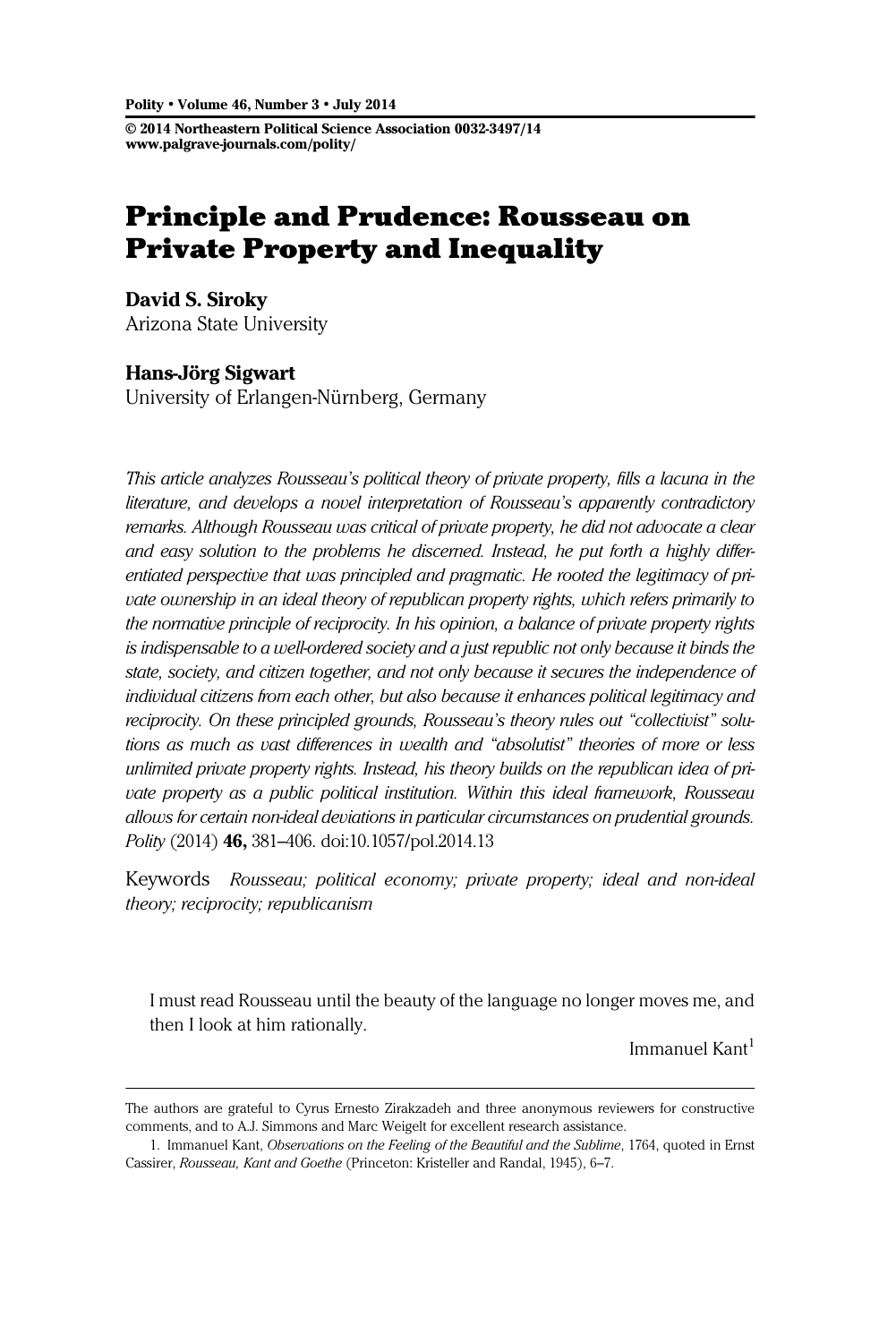# Principle and Prudence: Rousseau on Private Property and Inequality

**David S. Siroky**
Arizona State University

**Hans-Jörg Sigwart**
University of Erlangen-Nürnberg, Germany

*This article analyzes Rousseau's political theory of private property, fills a lacuna in the literature, and develops a novel interpretation of Rousseau's apparently contradictory remarks. Although Rousseau was critical of private property, he did not advocate a clear and easy solution to the problems he discerned. Instead, he put forth a highly differentiated perspective that was principled and pragmatic. He rooted the legitimacy of private ownership in an ideal theory of republican property rights, which refers primarily to the normative principle of reciprocity. In his opinion, a balance of private property rights is indispensable to a well-ordered society and a just republic not only because it binds the state, society, and citizen together, and not only because it secures the independence of individual citizens from each other, but also because it enhances political legitimacy and reciprocity. On these principled grounds, Rousseau's theory rules out "collectivist" solutions as much as vast differences in wealth and "absolutist" theories of more or less unlimited private property rights. Instead, his theory builds on the republican idea of private property as a public political institution. Within this ideal framework, Rousseau allows for certain non-ideal deviations in particular circumstances on prudential grounds. Polity* (2014) **46,** 381–406. doi:10.1057/pol.2014.13

Keywords *Rousseau; political economy; private property; ideal and non-ideal theory; reciprocity; republicanism*

> I must read Rousseau until the beauty of the language no longer moves me, and then I look at him rationally.
>
> Immanuel Kant[1]

---

The authors are grateful to Cyrus Ernesto Zirakzadeh and three anonymous reviewers for constructive comments, and to A.J. Simmons and Marc Weigelt for excellent research assistance.

1. Immanuel Kant, *Observations on the Feeling of the Beautiful and the Sublime*, 1764, quoted in Ernst Cassirer, *Rousseau, Kant and Goethe* (Princeton: Kristeller and Randal, 1945), 6–7.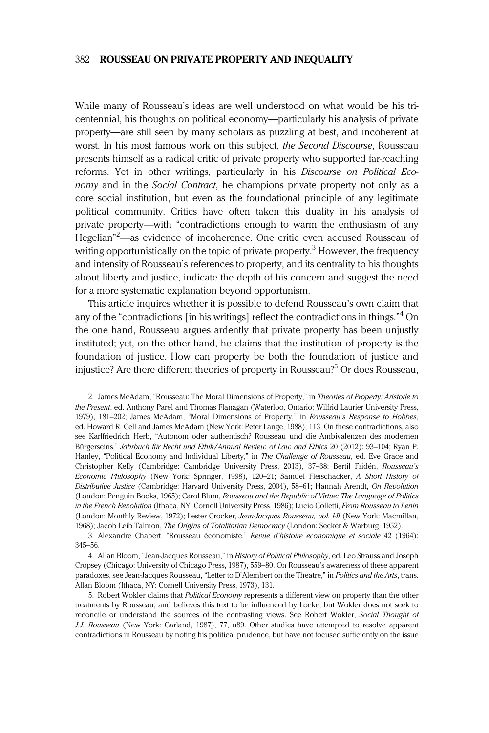While many of Rousseau's ideas are well understood on what would be his tricentennial, his thoughts on political economy—particularly his analysis of private property—are still seen by many scholars as puzzling at best, and incoherent at worst. In his most famous work on this subject, *the Second Discourse*, Rousseau presents himself as a radical critic of private property who supported far-reaching reforms. Yet in other writings, particularly in his *Discourse on Political Economy* and in the *Social Contract*, he champions private property not only as a core social institution, but even as the foundational principle of any legitimate political community. Critics have often taken this duality in his analysis of private property—with "contradictions enough to warm the enthusiasm of any Hegelian"[2]—as evidence of incoherence. One critic even accused Rousseau of writing opportunistically on the topic of private property.[3] However, the frequency and intensity of Rousseau's references to property, and its centrality to his thoughts about liberty and justice, indicate the depth of his concern and suggest the need for a more systematic explanation beyond opportunism.

This article inquires whether it is possible to defend Rousseau's own claim that any of the "contradictions [in his writings] reflect the contradictions in things."[4] On the one hand, Rousseau argues ardently that private property has been unjustly instituted; yet, on the other hand, he claims that the institution of property is the foundation of justice. How can property be both the foundation of justice and injustice? Are there different theories of property in Rousseau?[5] Or does Rousseau,

---

2. James McAdam, "Rousseau: The Moral Dimensions of Property," in *Theories of Property: Aristotle to the Present*, ed. Anthony Parel and Thomas Flanagan (Waterloo, Ontario: Wilfrid Laurier University Press, 1979), 181–202; James McAdam, "Moral Dimensions of Property," in *Rousseau's Response to Hobbes*, ed. Howard R. Cell and James McAdam (New York: Peter Lange, 1988), 113. On these contradictions, also see Karlfriedrich Herb, "Autonom oder authentisch? Rousseau und die Ambivalenzen des modernen Bürgerseins," *Jahrbuch für Recht und Ethik/Annual Review of Law and Ethics* 20 (2012): 93–104; Ryan P. Hanley, "Political Economy and Individual Liberty," in *The Challenge of Rousseau*, ed. Eve Grace and Christopher Kelly (Cambridge: Cambridge University Press, 2013), 37–38; Bertil Fridén, *Rousseau's Economic Philosophy* (New York: Springer, 1998), 120–21; Samuel Fleischacker, *A Short History of Distributive Justice* (Cambridge: Harvard University Press, 2004), 58–61; Hannah Arendt, *On Revolution* (London: Penguin Books, 1965); Carol Blum, *Rousseau and the Republic of Virtue: The Language of Politics in the French Revolution* (Ithaca, NY: Cornell University Press, 1986); Lucio Colletti, *From Rousseau to Lenin* (London: Monthly Review, 1972); Lester Crocker, *Jean-Jacques Rousseau, vol. I-II* (New York: Macmillan, 1968); Jacob Leib Talmon, *The Origins of Totalitarian Democracy* (London: Secker & Warburg, 1952).

3. Alexandre Chabert, "Rousseau économiste," *Revue d'histoire economique et sociale* 42 (1964): 345–56.

4. Allan Bloom, "Jean-Jacques Rousseau," in *History of Political Philosophy*, ed. Leo Strauss and Joseph Cropsey (Chicago: University of Chicago Press, 1987), 559–80. On Rousseau's awareness of these apparent paradoxes, see Jean-Jacques Rousseau, "Letter to D'Alembert on the Theatre," in *Politics and the Arts*, trans. Allan Bloom (Ithaca, NY: Cornell University Press, 1973), 131.

5. Robert Wokler claims that *Political Economy* represents a different view on property than the other treatments by Rousseau, and believes this text to be influenced by Locke, but Wokler does not seek to reconcile or understand the sources of the contrasting views. See Robert Wokler, *Social Thought of J.J. Rousseau* (New York: Garland, 1987), 77, n89. Other studies have attempted to resolve apparent contradictions in Rousseau by noting his political prudence, but have not focused sufficiently on the issue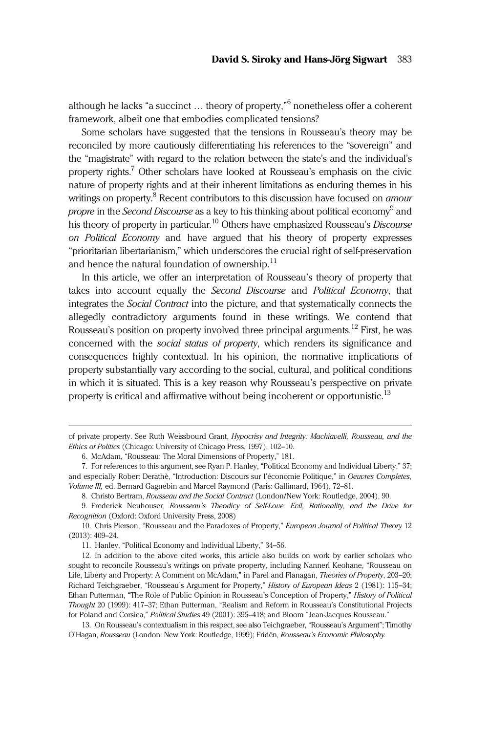although he lacks "a succinct … theory of property,"[6] nonetheless offer a coherent framework, albeit one that embodies complicated tensions?

Some scholars have suggested that the tensions in Rousseau's theory may be reconciled by more cautiously differentiating his references to the "sovereign" and the "magistrate" with regard to the relation between the state's and the individual's property rights.[7] Other scholars have looked at Rousseau's emphasis on the civic nature of property rights and at their inherent limitations as enduring themes in his writings on property.[8] Recent contributors to this discussion have focused on *amour propre* in the *Second Discourse* as a key to his thinking about political economy[9] and his theory of property in particular.[10] Others have emphasized Rousseau's *Discourse on Political Economy* and have argued that his theory of property expresses "prioritarian libertarianism," which underscores the crucial right of self-preservation and hence the natural foundation of ownership.[11]

In this article, we offer an interpretation of Rousseau's theory of property that takes into account equally the *Second Discourse* and *Political Economy*, that integrates the *Social Contract* into the picture, and that systematically connects the allegedly contradictory arguments found in these writings. We contend that Rousseau's position on property involved three principal arguments.[12] First, he was concerned with the *social status of property*, which renders its significance and consequences highly contextual. In his opinion, the normative implications of property substantially vary according to the social, cultural, and political conditions in which it is situated. This is a key reason why Rousseau's perspective on private property is critical and affirmative without being incoherent or opportunistic.[13]

---

of private property. See Ruth Weissbourd Grant, *Hypocrisy and Integrity: Machiavelli, Rousseau, and the Ethics of Politics* (Chicago: University of Chicago Press, 1997), 102–10.

6. McAdam, "Rousseau: The Moral Dimensions of Property," 181.

7. For references to this argument, see Ryan P. Hanley, "Political Economy and Individual Liberty," 37; and especially Robert Derathè, "Introduction: Discours sur l'économie Politique," in *Oeuvres Completes, Volume III,* ed. Bernard Gagnebin and Marcel Raymond (Paris: Gallimard, 1964), 72–81.

8. Christo Bertram, *Rousseau and the Social Contract* (London/New York: Routledge, 2004), 90.

9. Frederick Neuhouser, *Rousseau's Theodicy of Self-Love: Evil, Rationality, and the Drive for Recognition* (Oxford: Oxford University Press, 2008)

10. Chris Pierson, "Rousseau and the Paradoxes of Property," *European Journal of Political Theory* 12 (2013): 409–24.

11. Hanley, "Political Economy and Individual Liberty," 34–56.

12. In addition to the above cited works, this article also builds on work by earlier scholars who sought to reconcile Rousseau's writings on private property, including Nannerl Keohane, "Rousseau on Life, Liberty and Property: A Comment on McAdam," in Parel and Flanagan, *Theories of Property*, 203–20; Richard Teichgraeber, "Rousseau's Argument for Property," *History of European Ideas* 2 (1981): 115–34; Ethan Putterman, "The Role of Public Opinion in Rousseau's Conception of Property," *History of Political Thought* 20 (1999): 417–37; Ethan Putterman, "Realism and Reform in Rousseau's Constitutional Projects for Poland and Corsica," *Political Studies* 49 (2001): 395–418; and Bloom "Jean-Jacques Rousseau."

13. On Rousseau's contextualism in this respect, see also Teichgraeber, "Rousseau's Argument"; Timothy O'Hagan, *Rousseau* (London: New York: Routledge, 1999); Fridén, *Rousseau's Economic Philosophy.*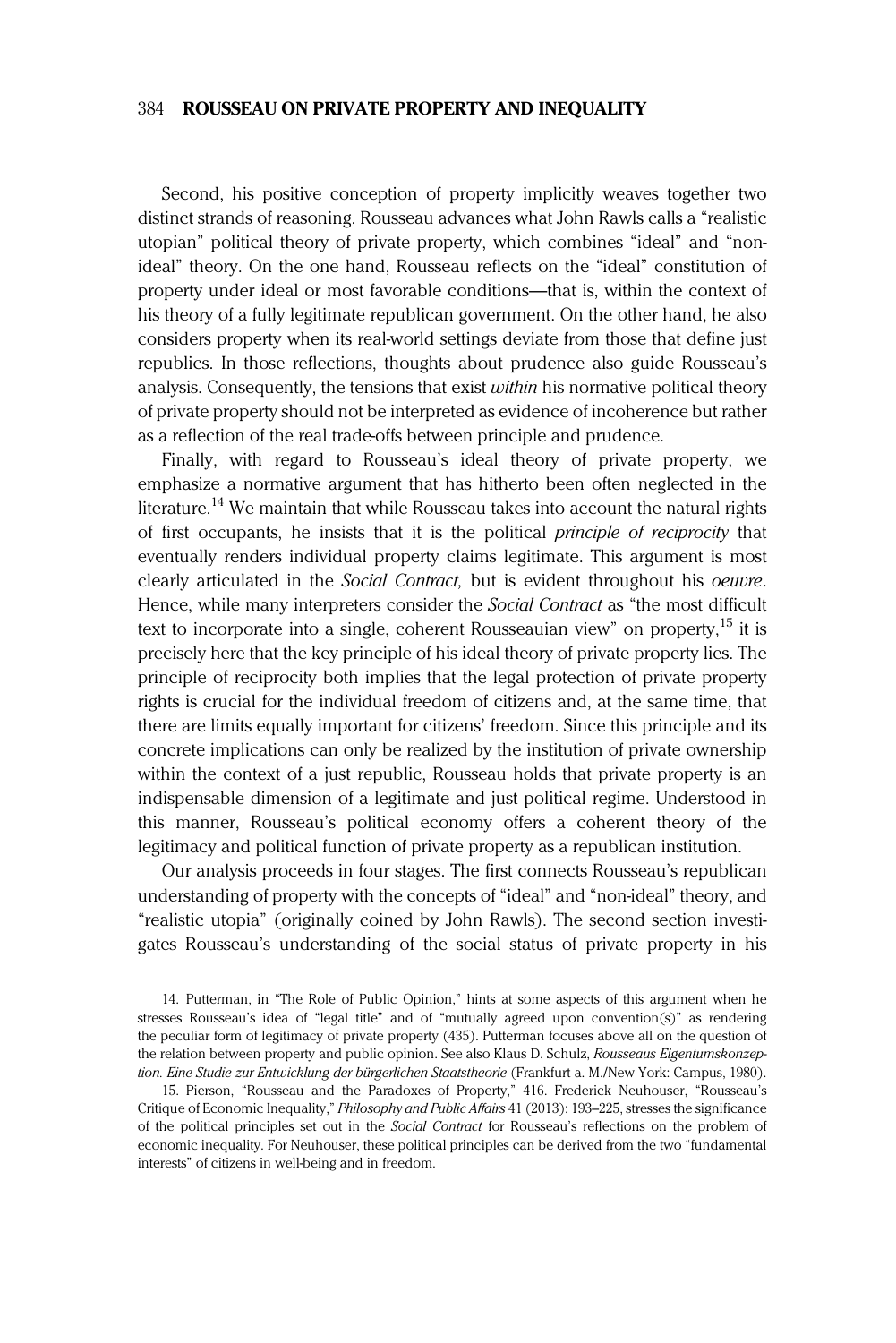Second, his positive conception of property implicitly weaves together two distinct strands of reasoning. Rousseau advances what John Rawls calls a "realistic utopian" political theory of private property, which combines "ideal" and "non-ideal" theory. On the one hand, Rousseau reflects on the "ideal" constitution of property under ideal or most favorable conditions—that is, within the context of his theory of a fully legitimate republican government. On the other hand, he also considers property when its real-world settings deviate from those that define just republics. In those reflections, thoughts about prudence also guide Rousseau's analysis. Consequently, the tensions that exist *within* his normative political theory of private property should not be interpreted as evidence of incoherence but rather as a reflection of the real trade-offs between principle and prudence.

Finally, with regard to Rousseau's ideal theory of private property, we emphasize a normative argument that has hitherto been often neglected in the literature.[14] We maintain that while Rousseau takes into account the natural rights of first occupants, he insists that it is the political *principle of reciprocity* that eventually renders individual property claims legitimate. This argument is most clearly articulated in the *Social Contract,* but is evident throughout his *oeuvre*. Hence, while many interpreters consider the *Social Contract* as "the most difficult text to incorporate into a single, coherent Rousseauian view" on property,[15] it is precisely here that the key principle of his ideal theory of private property lies. The principle of reciprocity both implies that the legal protection of private property rights is crucial for the individual freedom of citizens and, at the same time, that there are limits equally important for citizens' freedom. Since this principle and its concrete implications can only be realized by the institution of private ownership within the context of a just republic, Rousseau holds that private property is an indispensable dimension of a legitimate and just political regime. Understood in this manner, Rousseau's political economy offers a coherent theory of the legitimacy and political function of private property as a republican institution.

Our analysis proceeds in four stages. The first connects Rousseau's republican understanding of property with the concepts of "ideal" and "non-ideal" theory, and "realistic utopia" (originally coined by John Rawls). The second section investigates Rousseau's understanding of the social status of private property in his

---

14. Putterman, in "The Role of Public Opinion," hints at some aspects of this argument when he stresses Rousseau's idea of "legal title" and of "mutually agreed upon convention(s)" as rendering the peculiar form of legitimacy of private property (435). Putterman focuses above all on the question of the relation between property and public opinion. See also Klaus D. Schulz, *Rousseaus Eigentumskonzeption. Eine Studie zur Entwicklung der bürgerlichen Staatstheorie* (Frankfurt a. M./New York: Campus, 1980).

15. Pierson, "Rousseau and the Paradoxes of Property," 416. Frederick Neuhouser, "Rousseau's Critique of Economic Inequality," *Philosophy and Public Affairs* 41 (2013): 193–225, stresses the significance of the political principles set out in the *Social Contract* for Rousseau's reflections on the problem of economic inequality. For Neuhouser, these political principles can be derived from the two "fundamental interests" of citizens in well-being and in freedom.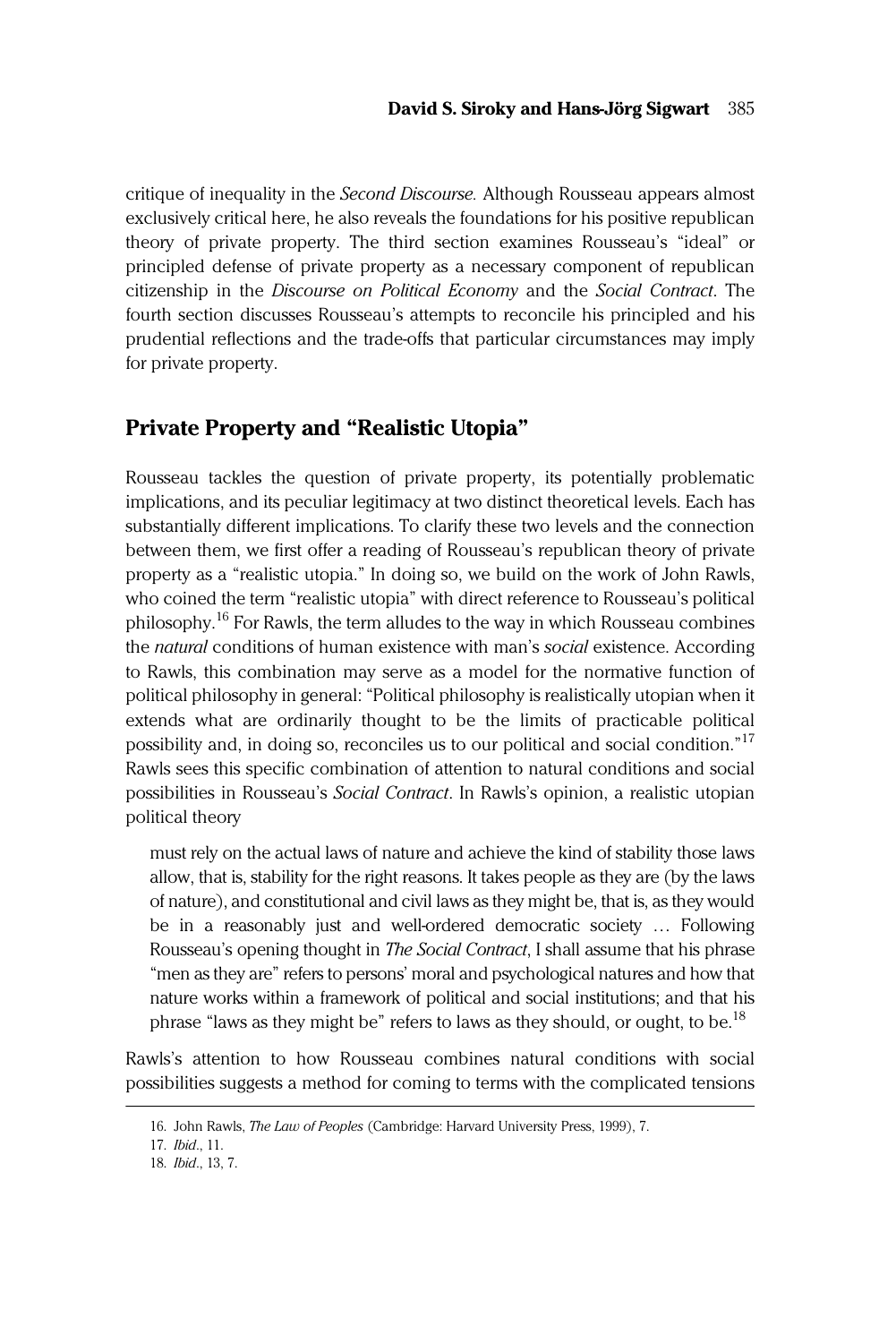critique of inequality in the *Second Discourse.* Although Rousseau appears almost exclusively critical here, he also reveals the foundations for his positive republican theory of private property. The third section examines Rousseau's "ideal" or principled defense of private property as a necessary component of republican citizenship in the *Discourse on Political Economy* and the *Social Contract*. The fourth section discusses Rousseau's attempts to reconcile his principled and his prudential reflections and the trade-offs that particular circumstances may imply for private property.

## Private Property and "Realistic Utopia"

Rousseau tackles the question of private property, its potentially problematic implications, and its peculiar legitimacy at two distinct theoretical levels. Each has substantially different implications. To clarify these two levels and the connection between them, we first offer a reading of Rousseau's republican theory of private property as a "realistic utopia." In doing so, we build on the work of John Rawls, who coined the term "realistic utopia" with direct reference to Rousseau's political philosophy.[16] For Rawls, the term alludes to the way in which Rousseau combines the *natural* conditions of human existence with man's *social* existence. According to Rawls, this combination may serve as a model for the normative function of political philosophy in general: "Political philosophy is realistically utopian when it extends what are ordinarily thought to be the limits of practicable political possibility and, in doing so, reconciles us to our political and social condition."[17] Rawls sees this specific combination of attention to natural conditions and social possibilities in Rousseau's *Social Contract*. In Rawls's opinion, a realistic utopian political theory

> must rely on the actual laws of nature and achieve the kind of stability those laws allow, that is, stability for the right reasons. It takes people as they are (by the laws of nature), and constitutional and civil laws as they might be, that is, as they would be in a reasonably just and well-ordered democratic society … Following Rousseau's opening thought in *The Social Contract*, I shall assume that his phrase "men as they are" refers to persons' moral and psychological natures and how that nature works within a framework of political and social institutions; and that his phrase "laws as they might be" refers to laws as they should, or ought, to be.[18]

Rawls's attention to how Rousseau combines natural conditions with social possibilities suggests a method for coming to terms with the complicated tensions

16. John Rawls, *The Law of Peoples* (Cambridge: Harvard University Press, 1999), 7.

17. *Ibid.*, 11.

18. *Ibid.*, 13, 7.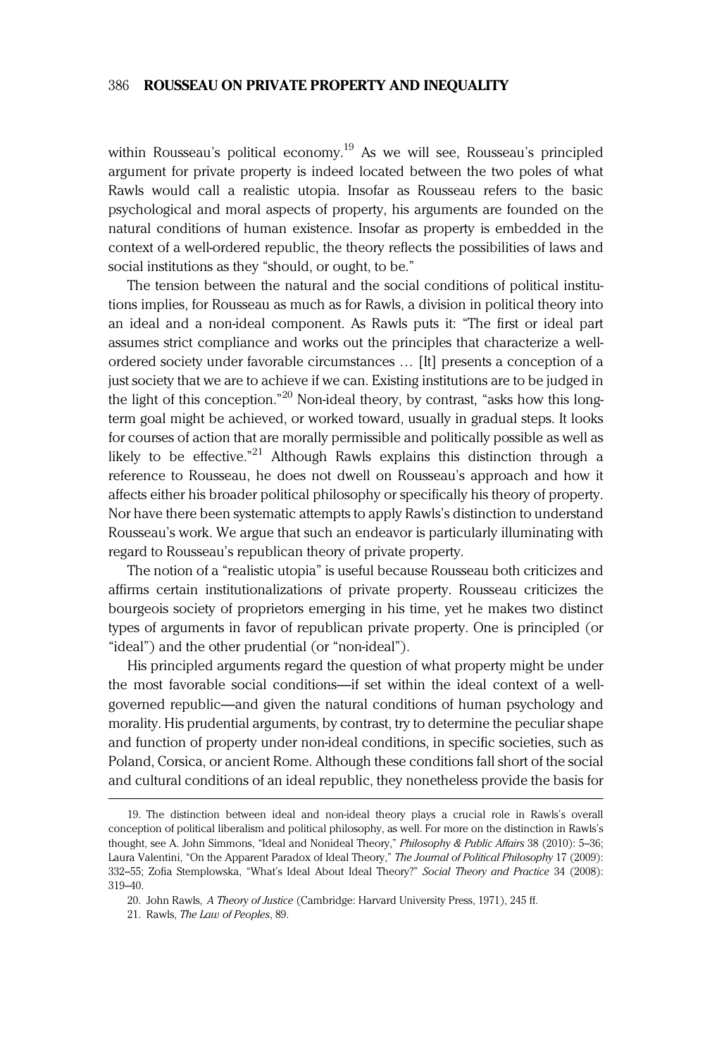within Rousseau's political economy.[19] As we will see, Rousseau's principled argument for private property is indeed located between the two poles of what Rawls would call a realistic utopia. Insofar as Rousseau refers to the basic psychological and moral aspects of property, his arguments are founded on the natural conditions of human existence. Insofar as property is embedded in the context of a well-ordered republic, the theory reflects the possibilities of laws and social institutions as they "should, or ought, to be."

The tension between the natural and the social conditions of political institutions implies, for Rousseau as much as for Rawls, a division in political theory into an ideal and a non-ideal component. As Rawls puts it: "The first or ideal part assumes strict compliance and works out the principles that characterize a well-ordered society under favorable circumstances … [It] presents a conception of a just society that we are to achieve if we can. Existing institutions are to be judged in the light of this conception."[20] Non-ideal theory, by contrast, "asks how this long-term goal might be achieved, or worked toward, usually in gradual steps. It looks for courses of action that are morally permissible and politically possible as well as likely to be effective."[21] Although Rawls explains this distinction through a reference to Rousseau, he does not dwell on Rousseau's approach and how it affects either his broader political philosophy or specifically his theory of property. Nor have there been systematic attempts to apply Rawls's distinction to understand Rousseau's work. We argue that such an endeavor is particularly illuminating with regard to Rousseau's republican theory of private property.

The notion of a "realistic utopia" is useful because Rousseau both criticizes and affirms certain institutionalizations of private property. Rousseau criticizes the bourgeois society of proprietors emerging in his time, yet he makes two distinct types of arguments in favor of republican private property. One is principled (or "ideal") and the other prudential (or "non-ideal").

His principled arguments regard the question of what property might be under the most favorable social conditions—if set within the ideal context of a well-governed republic—and given the natural conditions of human psychology and morality. His prudential arguments, by contrast, try to determine the peculiar shape and function of property under non-ideal conditions, in specific societies, such as Poland, Corsica, or ancient Rome. Although these conditions fall short of the social and cultural conditions of an ideal republic, they nonetheless provide the basis for

---

19. The distinction between ideal and non-ideal theory plays a crucial role in Rawls's overall conception of political liberalism and political philosophy, as well. For more on the distinction in Rawls's thought, see A. John Simmons, "Ideal and Nonideal Theory," *Philosophy & Public Affairs* 38 (2010): 5–36; Laura Valentini, "On the Apparent Paradox of Ideal Theory," *The Journal of Political Philosophy* 17 (2009): 332–55; Zofia Stemplowska, "What's Ideal About Ideal Theory?" *Social Theory and Practice* 34 (2008): 319–40.

20. John Rawls, *A Theory of Justice* (Cambridge: Harvard University Press, 1971), 245 ff.

21. Rawls, *The Law of Peoples*, 89.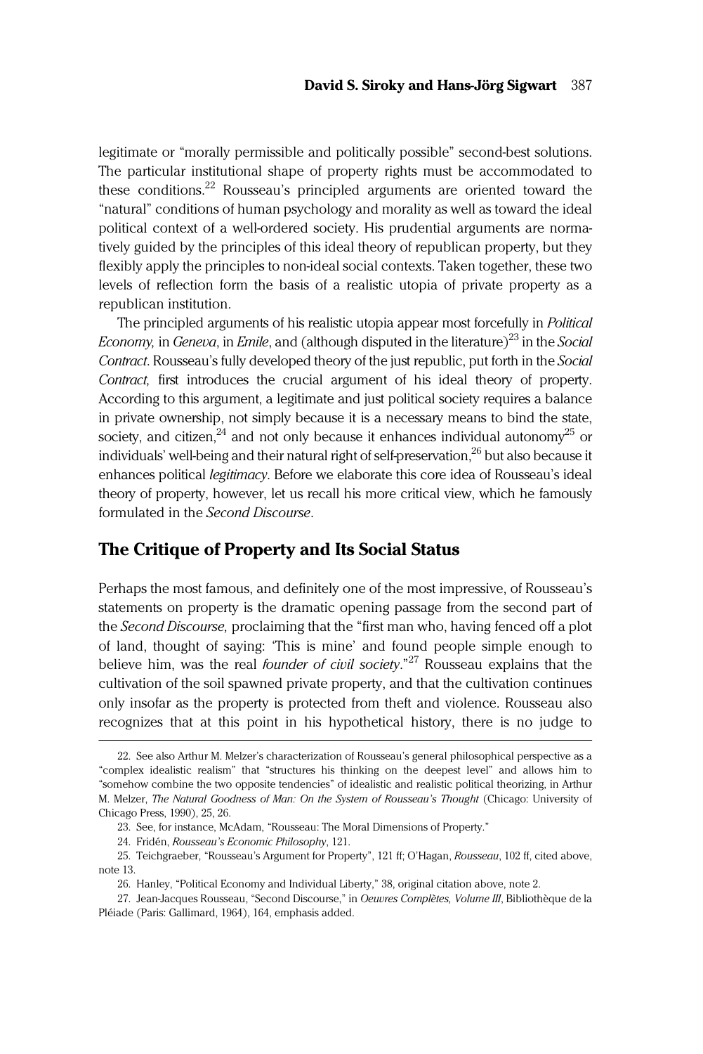legitimate or "morally permissible and politically possible" second-best solutions. The particular institutional shape of property rights must be accommodated to these conditions.[22] Rousseau's principled arguments are oriented toward the "natural" conditions of human psychology and morality as well as toward the ideal political context of a well-ordered society. His prudential arguments are normatively guided by the principles of this ideal theory of republican property, but they flexibly apply the principles to non-ideal social contexts. Taken together, these two levels of reflection form the basis of a realistic utopia of private property as a republican institution.

The principled arguments of his realistic utopia appear most forcefully in *Political Economy*, in *Geneva*, in *Emile*, and (although disputed in the literature)[23] in the *Social Contract*. Rousseau's fully developed theory of the just republic, put forth in the *Social Contract,* first introduces the crucial argument of his ideal theory of property. According to this argument, a legitimate and just political society requires a balance in private ownership, not simply because it is a necessary means to bind the state, society, and citizen,[24] and not only because it enhances individual autonomy[25] or individuals' well-being and their natural right of self-preservation,[26] but also because it enhances political *legitimacy*. Before we elaborate this core idea of Rousseau's ideal theory of property, however, let us recall his more critical view, which he famously formulated in the *Second Discourse*.

## The Critique of Property and Its Social Status

Perhaps the most famous, and definitely one of the most impressive, of Rousseau's statements on property is the dramatic opening passage from the second part of the *Second Discourse,* proclaiming that the "first man who, having fenced off a plot of land, thought of saying: 'This is mine' and found people simple enough to believe him, was the real *founder of civil society*."[27] Rousseau explains that the cultivation of the soil spawned private property, and that the cultivation continues only insofar as the property is protected from theft and violence. Rousseau also recognizes that at this point in his hypothetical history, there is no judge to

---

22. See also Arthur M. Melzer's characterization of Rousseau's general philosophical perspective as a "complex idealistic realism" that "structures his thinking on the deepest level" and allows him to "somehow combine the two opposite tendencies" of idealistic and realistic political theorizing, in Arthur M. Melzer, *The Natural Goodness of Man: On the System of Rousseau's Thought* (Chicago: University of Chicago Press, 1990), 25, 26.

23. See, for instance, McAdam, "Rousseau: The Moral Dimensions of Property."

24. Fridén, *Rousseau's Economic Philosophy*, 121.

25. Teichgraeber, "Rousseau's Argument for Property", 121 ff; O'Hagan, *Rousseau*, 102 ff, cited above, note 13.

26. Hanley, "Political Economy and Individual Liberty," 38, original citation above, note 2.

27. Jean-Jacques Rousseau, "Second Discourse," in *Oeuvres Complètes, Volume III*, Bibliothèque de la Pléiade (Paris: Gallimard, 1964), 164, emphasis added.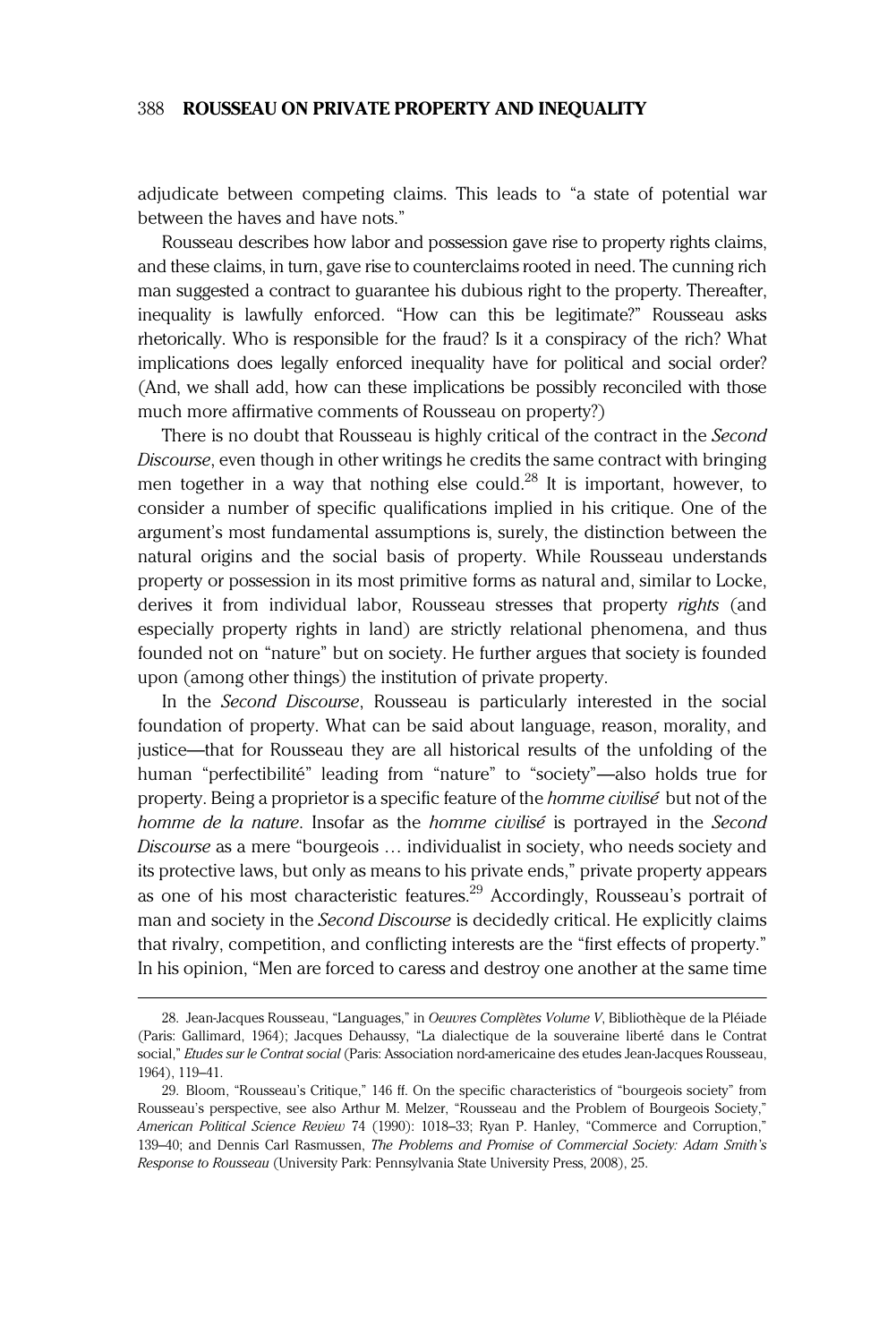adjudicate between competing claims. This leads to "a state of potential war between the haves and have nots."

Rousseau describes how labor and possession gave rise to property rights claims, and these claims, in turn, gave rise to counterclaims rooted in need. The cunning rich man suggested a contract to guarantee his dubious right to the property. Thereafter, inequality is lawfully enforced. "How can this be legitimate?" Rousseau asks rhetorically. Who is responsible for the fraud? Is it a conspiracy of the rich? What implications does legally enforced inequality have for political and social order? (And, we shall add, how can these implications be possibly reconciled with those much more affirmative comments of Rousseau on property?)

There is no doubt that Rousseau is highly critical of the contract in the *Second Discourse*, even though in other writings he credits the same contract with bringing men together in a way that nothing else could.[28] It is important, however, to consider a number of specific qualifications implied in his critique. One of the argument's most fundamental assumptions is, surely, the distinction between the natural origins and the social basis of property. While Rousseau understands property or possession in its most primitive forms as natural and, similar to Locke, derives it from individual labor, Rousseau stresses that property *rights* (and especially property rights in land) are strictly relational phenomena, and thus founded not on "nature" but on society. He further argues that society is founded upon (among other things) the institution of private property.

In the *Second Discourse*, Rousseau is particularly interested in the social foundation of property. What can be said about language, reason, morality, and justice—that for Rousseau they are all historical results of the unfolding of the human "perfectibilité" leading from "nature" to "society"—also holds true for property. Being a proprietor is a specific feature of the *homme civilisé* but not of the *homme de la nature*. Insofar as the *homme civilisé* is portrayed in the *Second Discourse* as a mere "bourgeois … individualist in society, who needs society and its protective laws, but only as means to his private ends," private property appears as one of his most characteristic features.[29] Accordingly, Rousseau's portrait of man and society in the *Second Discourse* is decidedly critical. He explicitly claims that rivalry, competition, and conflicting interests are the "first effects of property." In his opinion, "Men are forced to caress and destroy one another at the same time

---

28. Jean-Jacques Rousseau, "Languages," in *Oeuvres Complètes Volume V*, Bibliothèque de la Pléiade (Paris: Gallimard, 1964); Jacques Dehaussy, "La dialectique de la souveraine liberté dans le Contrat social," *Etudes sur le Contrat social* (Paris: Association nord-americaine des etudes Jean-Jacques Rousseau, 1964), 119–41.

29. Bloom, "Rousseau's Critique," 146 ff. On the specific characteristics of "bourgeois society" from Rousseau's perspective, see also Arthur M. Melzer, "Rousseau and the Problem of Bourgeois Society," *American Political Science Review* 74 (1990): 1018–33; Ryan P. Hanley, "Commerce and Corruption," 139–40; and Dennis Carl Rasmussen, *The Problems and Promise of Commercial Society: Adam Smith's Response to Rousseau* (University Park: Pennsylvania State University Press, 2008), 25.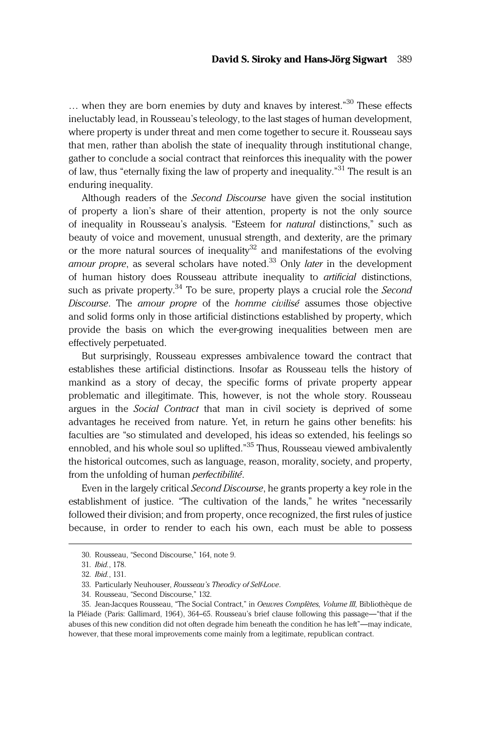… when they are born enemies by duty and knaves by interest."[30] These effects ineluctably lead, in Rousseau's teleology, to the last stages of human development, where property is under threat and men come together to secure it. Rousseau says that men, rather than abolish the state of inequality through institutional change, gather to conclude a social contract that reinforces this inequality with the power of law, thus "eternally fixing the law of property and inequality."[31] The result is an enduring inequality.

Although readers of the *Second Discourse* have given the social institution of property a lion's share of their attention, property is not the only source of inequality in Rousseau's analysis. "Esteem for *natural* distinctions," such as beauty of voice and movement, unusual strength, and dexterity, are the primary or the more natural sources of inequality[32] and manifestations of the evolving *amour propre*, as several scholars have noted.[33] Only *later* in the development of human history does Rousseau attribute inequality to *artificial* distinctions, such as private property.[34] To be sure, property plays a crucial role the *Second Discourse*. The *amour propre* of the *homme civilisé* assumes those objective and solid forms only in those artificial distinctions established by property, which provide the basis on which the ever-growing inequalities between men are effectively perpetuated.

But surprisingly, Rousseau expresses ambivalence toward the contract that establishes these artificial distinctions. Insofar as Rousseau tells the history of mankind as a story of decay, the specific forms of private property appear problematic and illegitimate. This, however, is not the whole story. Rousseau argues in the *Social Contract* that man in civil society is deprived of some advantages he received from nature. Yet, in return he gains other benefits: his faculties are "so stimulated and developed, his ideas so extended, his feelings so ennobled, and his whole soul so uplifted."[35] Thus, Rousseau viewed ambivalently the historical outcomes, such as language, reason, morality, society, and property, from the unfolding of human *perfectibilité*.

Even in the largely critical *Second Discourse*, he grants property a key role in the establishment of justice. "The cultivation of the lands," he writes "necessarily followed their division; and from property, once recognized, the first rules of justice because, in order to render to each his own, each must be able to possess

---

30. Rousseau, "Second Discourse," 164, note 9.

31. *Ibid.*, 178.

32. *Ibid.*, 131.

33. Particularly Neuhouser, *Rousseau's Theodicy of Self-Love*.

34. Rousseau, "Second Discourse," 132.

35. Jean-Jacques Rousseau, "The Social Contract," in *Oeuvres Complètes, Volume III*, Bibliothèque de la Pléiade (Paris: Gallimard, 1964), 364–65. Rousseau's brief clause following this passage—"that if the abuses of this new condition did not often degrade him beneath the condition he has left"—may indicate, however, that these moral improvements come mainly from a legitimate, republican contract.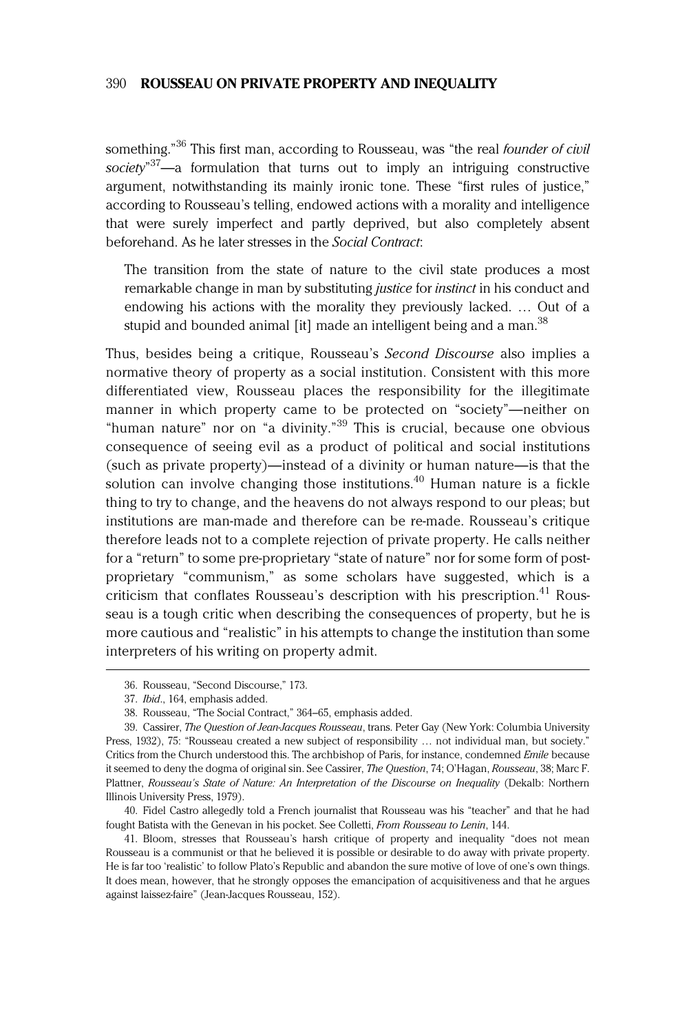something."[36] This first man, according to Rousseau, was "the real *founder of civil society*"[37]—a formulation that turns out to imply an intriguing constructive argument, notwithstanding its mainly ironic tone. These "first rules of justice," according to Rousseau's telling, endowed actions with a morality and intelligence that were surely imperfect and partly deprived, but also completely absent beforehand. As he later stresses in the *Social Contract*:

> The transition from the state of nature to the civil state produces a most remarkable change in man by substituting *justice* for *instinct* in his conduct and endowing his actions with the morality they previously lacked. … Out of a stupid and bounded animal [it] made an intelligent being and a man.[38]

Thus, besides being a critique, Rousseau's *Second Discourse* also implies a normative theory of property as a social institution. Consistent with this more differentiated view, Rousseau places the responsibility for the illegitimate manner in which property came to be protected on "society"—neither on "human nature" nor on "a divinity."[39] This is crucial, because one obvious consequence of seeing evil as a product of political and social institutions (such as private property)—instead of a divinity or human nature—is that the solution can involve changing those institutions.[40] Human nature is a fickle thing to try to change, and the heavens do not always respond to our pleas; but institutions are man-made and therefore can be re-made. Rousseau's critique therefore leads not to a complete rejection of private property. He calls neither for a "return" to some pre-proprietary "state of nature" nor for some form of post-proprietary "communism," as some scholars have suggested, which is a criticism that conflates Rousseau's description with his prescription.[41] Rousseau is a tough critic when describing the consequences of property, but he is more cautious and "realistic" in his attempts to change the institution than some interpreters of his writing on property admit.

---

36. Rousseau, "Second Discourse," 173.

37. *Ibid*., 164, emphasis added.

38. Rousseau, "The Social Contract," 364–65, emphasis added.

39. Cassirer, *The Question of Jean-Jacques Rousseau*, trans. Peter Gay (New York: Columbia University Press, 1932), 75: "Rousseau created a new subject of responsibility … not individual man, but society." Critics from the Church understood this. The archbishop of Paris, for instance, condemned *Emile* because it seemed to deny the dogma of original sin. See Cassirer, *The Question*, 74; O'Hagan, *Rousseau*, 38; Marc F. Plattner, *Rousseau's State of Nature: An Interpretation of the Discourse on Inequality* (Dekalb: Northern Illinois University Press, 1979).

40. Fidel Castro allegedly told a French journalist that Rousseau was his "teacher" and that he had fought Batista with the Genevan in his pocket. See Colletti, *From Rousseau to Lenin*, 144.

41. Bloom, stresses that Rousseau's harsh critique of property and inequality "does not mean Rousseau is a communist or that he believed it is possible or desirable to do away with private property. He is far too 'realistic' to follow Plato's Republic and abandon the sure motive of love of one's own things. It does mean, however, that he strongly opposes the emancipation of acquisitiveness and that he argues against laissez-faire" (Jean-Jacques Rousseau, 152).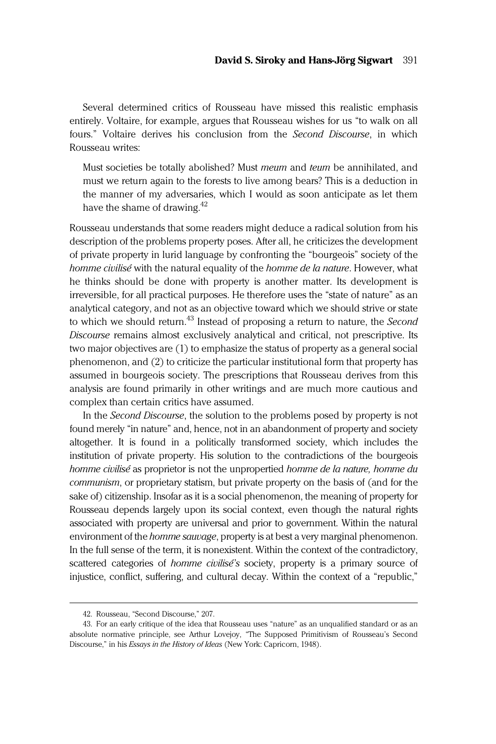Several determined critics of Rousseau have missed this realistic emphasis entirely. Voltaire, for example, argues that Rousseau wishes for us "to walk on all fours." Voltaire derives his conclusion from the *Second Discourse*, in which Rousseau writes:

> Must societies be totally abolished? Must *meum* and *teum* be annihilated, and must we return again to the forests to live among bears? This is a deduction in the manner of my adversaries, which I would as soon anticipate as let them have the shame of drawing.[42]

Rousseau understands that some readers might deduce a radical solution from his description of the problems property poses. After all, he criticizes the development of private property in lurid language by confronting the "bourgeois" society of the *homme civilisé* with the natural equality of the *homme de la nature*. However, what he thinks should be done with property is another matter. Its development is irreversible, for all practical purposes. He therefore uses the "state of nature" as an analytical category, and not as an objective toward which we should strive or state to which we should return.[43] Instead of proposing a return to nature, the *Second Discourse* remains almost exclusively analytical and critical, not prescriptive. Its two major objectives are (1) to emphasize the status of property as a general social phenomenon, and (2) to criticize the particular institutional form that property has assumed in bourgeois society. The prescriptions that Rousseau derives from this analysis are found primarily in other writings and are much more cautious and complex than certain critics have assumed.

In the *Second Discourse*, the solution to the problems posed by property is not found merely "in nature" and, hence, not in an abandonment of property and society altogether. It is found in a politically transformed society, which includes the institution of private property. His solution to the contradictions of the bourgeois *homme civilisé* as proprietor is not the unpropertied *homme de la nature, homme du communism*, or proprietary statism, but private property on the basis of (and for the sake of) citizenship. Insofar as it is a social phenomenon, the meaning of property for Rousseau depends largely upon its social context, even though the natural rights associated with property are universal and prior to government. Within the natural environment of the *homme sauvage*, property is at best a very marginal phenomenon. In the full sense of the term, it is nonexistent. Within the context of the contradictory, scattered categories of *homme civilisé's* society, property is a primary source of injustice, conflict, suffering, and cultural decay. Within the context of a "republic,"

42. Rousseau, "Second Discourse," 207.

43. For an early critique of the idea that Rousseau uses "nature" as an unqualified standard or as an absolute normative principle, see Arthur Lovejoy, "The Supposed Primitivism of Rousseau's Second Discourse," in his *Essays in the History of Ideas* (New York: Capricorn, 1948).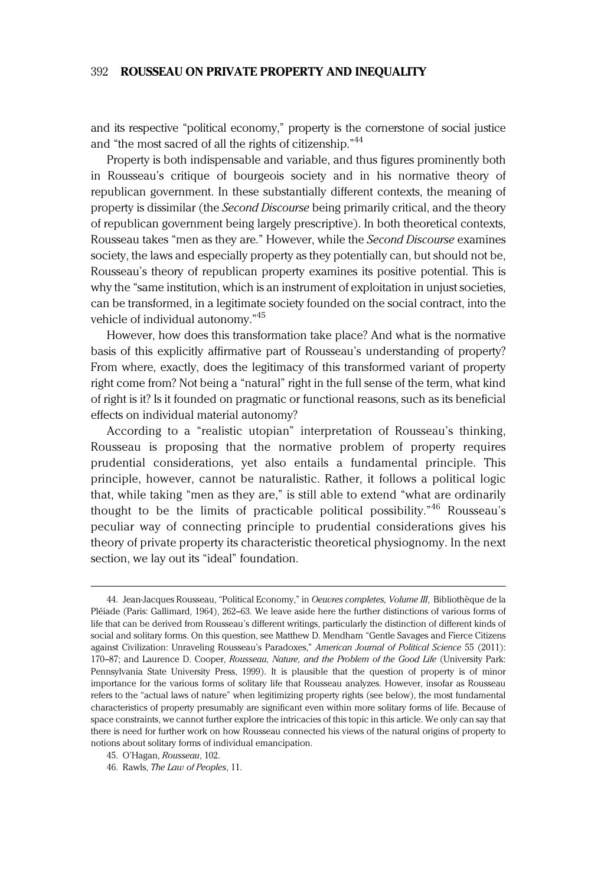and its respective "political economy," property is the cornerstone of social justice and "the most sacred of all the rights of citizenship."[44]

Property is both indispensable and variable, and thus figures prominently both in Rousseau's critique of bourgeois society and in his normative theory of republican government. In these substantially different contexts, the meaning of property is dissimilar (the *Second Discourse* being primarily critical, and the theory of republican government being largely prescriptive). In both theoretical contexts, Rousseau takes "men as they are." However, while the *Second Discourse* examines society, the laws and especially property as they potentially can, but should not be, Rousseau's theory of republican property examines its positive potential. This is why the "same institution, which is an instrument of exploitation in unjust societies, can be transformed, in a legitimate society founded on the social contract, into the vehicle of individual autonomy."[45]

However, how does this transformation take place? And what is the normative basis of this explicitly affirmative part of Rousseau's understanding of property? From where, exactly, does the legitimacy of this transformed variant of property right come from? Not being a "natural" right in the full sense of the term, what kind of right is it? Is it founded on pragmatic or functional reasons, such as its beneficial effects on individual material autonomy?

According to a "realistic utopian" interpretation of Rousseau's thinking, Rousseau is proposing that the normative problem of property requires prudential considerations, yet also entails a fundamental principle. This principle, however, cannot be naturalistic. Rather, it follows a political logic that, while taking "men as they are," is still able to extend "what are ordinarily thought to be the limits of practicable political possibility."[46] Rousseau's peculiar way of connecting principle to prudential considerations gives his theory of private property its characteristic theoretical physiognomy. In the next section, we lay out its "ideal" foundation.

---

44. Jean-Jacques Rousseau, "Political Economy," in *Oeuvres completes, Volume III*, Bibliothèque de la Pléiade (Paris: Gallimard, 1964), 262–63. We leave aside here the further distinctions of various forms of life that can be derived from Rousseau's different writings, particularly the distinction of different kinds of social and solitary forms. On this question, see Matthew D. Mendham "Gentle Savages and Fierce Citizens against Civilization: Unraveling Rousseau's Paradoxes," *American Journal of Political Science* 55 (2011): 170–87; and Laurence D. Cooper, *Rousseau, Nature, and the Problem of the Good Life* (University Park: Pennsylvania State University Press, 1999). It is plausible that the question of property is of minor importance for the various forms of solitary life that Rousseau analyzes. However, insofar as Rousseau refers to the "actual laws of nature" when legitimizing property rights (see below), the most fundamental characteristics of property presumably are significant even within more solitary forms of life. Because of space constraints, we cannot further explore the intricacies of this topic in this article. We only can say that there is need for further work on how Rousseau connected his views of the natural origins of property to notions about solitary forms of individual emancipation.

45. O'Hagan, *Rousseau*, 102.

46. Rawls, *The Law of Peoples*, 11.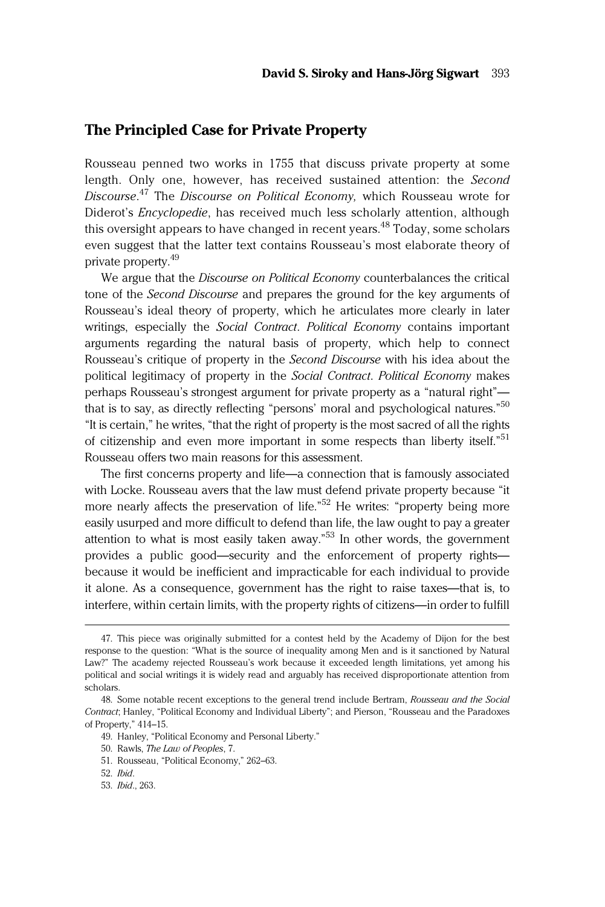## The Principled Case for Private Property

Rousseau penned two works in 1755 that discuss private property at some length. Only one, however, has received sustained attention: the *Second Discourse*.[47] The *Discourse on Political Economy,* which Rousseau wrote for Diderot's *Encyclopedie*, has received much less scholarly attention, although this oversight appears to have changed in recent years.[48] Today, some scholars even suggest that the latter text contains Rousseau's most elaborate theory of private property.[49]

We argue that the *Discourse on Political Economy* counterbalances the critical tone of the *Second Discourse* and prepares the ground for the key arguments of Rousseau's ideal theory of property, which he articulates more clearly in later writings, especially the *Social Contract*. *Political Economy* contains important arguments regarding the natural basis of property, which help to connect Rousseau's critique of property in the *Second Discourse* with his idea about the political legitimacy of property in the *Social Contract*. *Political Economy* makes perhaps Rousseau's strongest argument for private property as a "natural right"—that is to say, as directly reflecting "persons' moral and psychological natures."[50] "It is certain," he writes, "that the right of property is the most sacred of all the rights of citizenship and even more important in some respects than liberty itself."[51] Rousseau offers two main reasons for this assessment.

The first concerns property and life—a connection that is famously associated with Locke. Rousseau avers that the law must defend private property because "it more nearly affects the preservation of life."[52] He writes: "property being more easily usurped and more difficult to defend than life, the law ought to pay a greater attention to what is most easily taken away."[53] In other words, the government provides a public good—security and the enforcement of property rights—because it would be inefficient and impracticable for each individual to provide it alone. As a consequence, government has the right to raise taxes—that is, to interfere, within certain limits, with the property rights of citizens—in order to fulfill

---

47. This piece was originally submitted for a contest held by the Academy of Dijon for the best response to the question: "What is the source of inequality among Men and is it sanctioned by Natural Law?" The academy rejected Rousseau's work because it exceeded length limitations, yet among his political and social writings it is widely read and arguably has received disproportionate attention from scholars.

48. Some notable recent exceptions to the general trend include Bertram, *Rousseau and the Social Contract*; Hanley, "Political Economy and Individual Liberty"; and Pierson, "Rousseau and the Paradoxes of Property," 414–15.

49. Hanley, "Political Economy and Personal Liberty."

50. Rawls, *The Law of Peoples*, 7.

51. Rousseau, "Political Economy," 262–63.

52. *Ibid*.

53. *Ibid*., 263.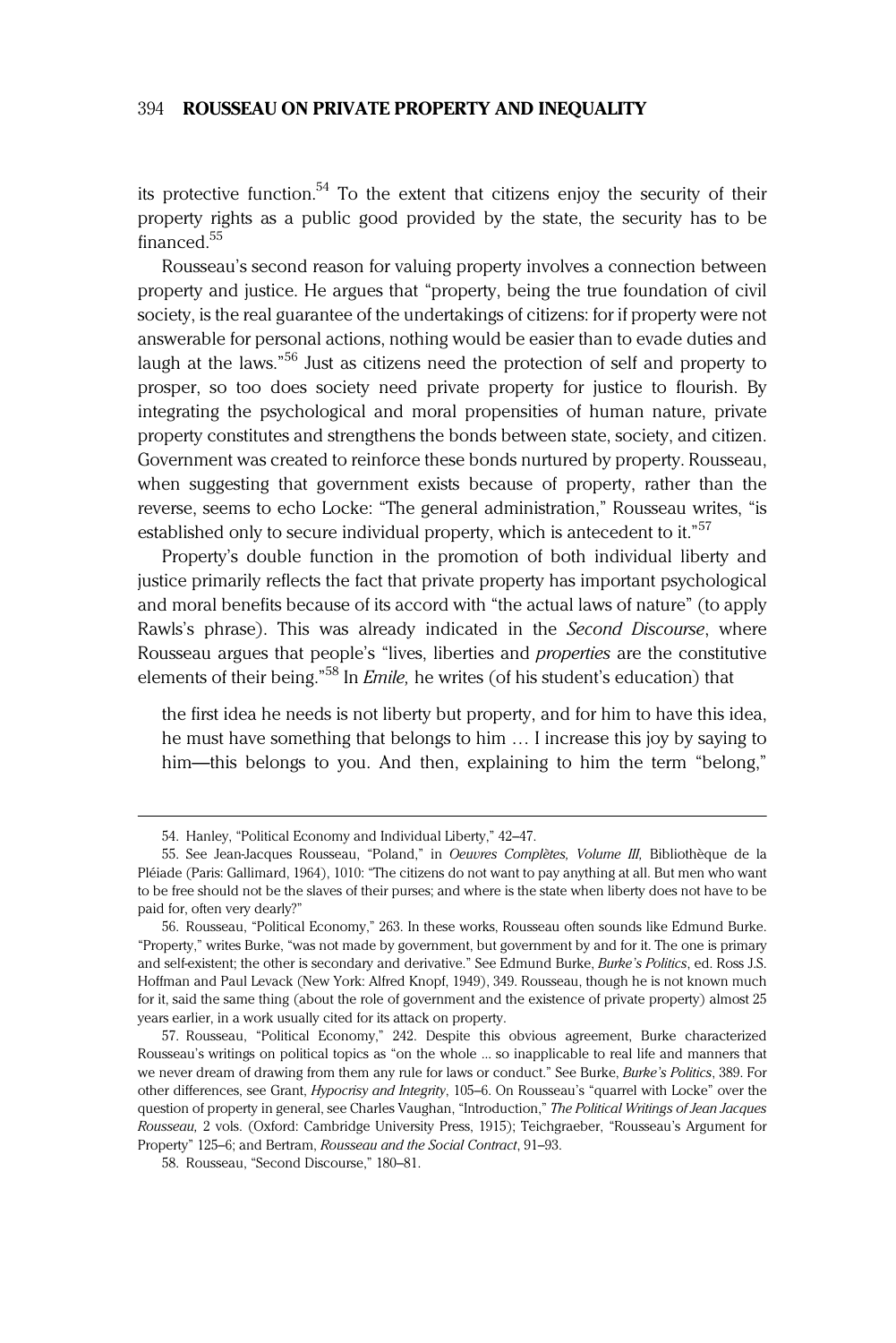its protective function.[54] To the extent that citizens enjoy the security of their property rights as a public good provided by the state, the security has to be financed.[55]

Rousseau's second reason for valuing property involves a connection between property and justice. He argues that "property, being the true foundation of civil society, is the real guarantee of the undertakings of citizens: for if property were not answerable for personal actions, nothing would be easier than to evade duties and laugh at the laws."[56] Just as citizens need the protection of self and property to prosper, so too does society need private property for justice to flourish. By integrating the psychological and moral propensities of human nature, private property constitutes and strengthens the bonds between state, society, and citizen. Government was created to reinforce these bonds nurtured by property. Rousseau, when suggesting that government exists because of property, rather than the reverse, seems to echo Locke: "The general administration," Rousseau writes, "is established only to secure individual property, which is antecedent to it."[57]

Property's double function in the promotion of both individual liberty and justice primarily reflects the fact that private property has important psychological and moral benefits because of its accord with "the actual laws of nature" (to apply Rawls's phrase). This was already indicated in the *Second Discourse*, where Rousseau argues that people's "lives, liberties and *properties* are the constitutive elements of their being."[58] In *Emile,* he writes (of his student's education) that

> the first idea he needs is not liberty but property, and for him to have this idea, he must have something that belongs to him … I increase this joy by saying to him—this belongs to you. And then, explaining to him the term "belong,"

---

54. Hanley, "Political Economy and Individual Liberty," 42–47.

55. See Jean-Jacques Rousseau, "Poland," in *Oeuvres Complètes, Volume III,* Bibliothèque de la Pléiade (Paris: Gallimard, 1964), 1010: "The citizens do not want to pay anything at all. But men who want to be free should not be the slaves of their purses; and where is the state when liberty does not have to be paid for, often very dearly?"

56. Rousseau, "Political Economy," 263. In these works, Rousseau often sounds like Edmund Burke. "Property," writes Burke, "was not made by government, but government by and for it. The one is primary and self-existent; the other is secondary and derivative." See Edmund Burke, *Burke's Politics*, ed. Ross J.S. Hoffman and Paul Levack (New York: Alfred Knopf, 1949), 349. Rousseau, though he is not known much for it, said the same thing (about the role of government and the existence of private property) almost 25 years earlier, in a work usually cited for its attack on property.

57. Rousseau, "Political Economy," 242. Despite this obvious agreement, Burke characterized Rousseau's writings on political topics as "on the whole ... so inapplicable to real life and manners that we never dream of drawing from them any rule for laws or conduct." See Burke, *Burke's Politics*, 389. For other differences, see Grant, *Hypocrisy and Integrity*, 105–6. On Rousseau's "quarrel with Locke" over the question of property in general, see Charles Vaughan, "Introduction," *The Political Writings of Jean Jacques Rousseau,* 2 vols. (Oxford: Cambridge University Press, 1915); Teichgraeber, "Rousseau's Argument for Property" 125–6; and Bertram, *Rousseau and the Social Contract*, 91–93.

58. Rousseau, "Second Discourse," 180–81.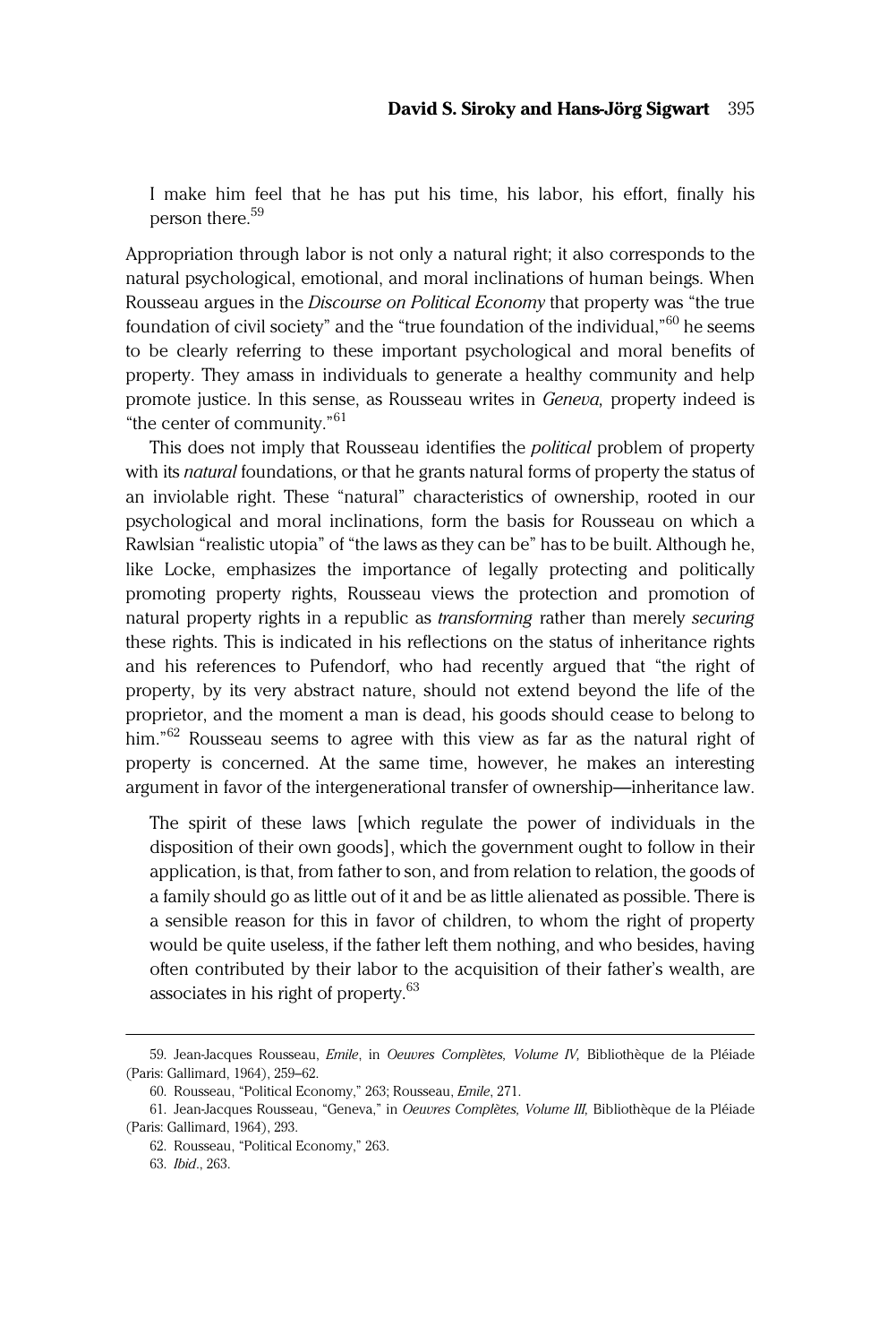> I make him feel that he has put his time, his labor, his effort, finally his person there.[59]

Appropriation through labor is not only a natural right; it also corresponds to the natural psychological, emotional, and moral inclinations of human beings. When Rousseau argues in the *Discourse on Political Economy* that property was "the true foundation of civil society" and the "true foundation of the individual,"[60] he seems to be clearly referring to these important psychological and moral benefits of property. They amass in individuals to generate a healthy community and help promote justice. In this sense, as Rousseau writes in *Geneva,* property indeed is "the center of community."[61]

This does not imply that Rousseau identifies the *political* problem of property with its *natural* foundations, or that he grants natural forms of property the status of an inviolable right. These "natural" characteristics of ownership, rooted in our psychological and moral inclinations, form the basis for Rousseau on which a Rawlsian "realistic utopia" of "the laws as they can be" has to be built. Although he, like Locke, emphasizes the importance of legally protecting and politically promoting property rights, Rousseau views the protection and promotion of natural property rights in a republic as *transforming* rather than merely *securing* these rights. This is indicated in his reflections on the status of inheritance rights and his references to Pufendorf, who had recently argued that "the right of property, by its very abstract nature, should not extend beyond the life of the proprietor, and the moment a man is dead, his goods should cease to belong to him."[62] Rousseau seems to agree with this view as far as the natural right of property is concerned. At the same time, however, he makes an interesting argument in favor of the intergenerational transfer of ownership—inheritance law.

> The spirit of these laws [which regulate the power of individuals in the disposition of their own goods], which the government ought to follow in their application, is that, from father to son, and from relation to relation, the goods of a family should go as little out of it and be as little alienated as possible. There is a sensible reason for this in favor of children, to whom the right of property would be quite useless, if the father left them nothing, and who besides, having often contributed by their labor to the acquisition of their father's wealth, are associates in his right of property.[63]

---

59. Jean-Jacques Rousseau, *Emile*, in *Oeuvres Complètes, Volume IV,* Bibliothèque de la Pléiade (Paris: Gallimard, 1964), 259–62.

60. Rousseau, "Political Economy," 263; Rousseau, *Emile*, 271.

61. Jean-Jacques Rousseau, "Geneva," in *Oeuvres Complètes, Volume III,* Bibliothèque de la Pléiade (Paris: Gallimard, 1964), 293.

62. Rousseau, "Political Economy," 263.

63. *Ibid*., 263.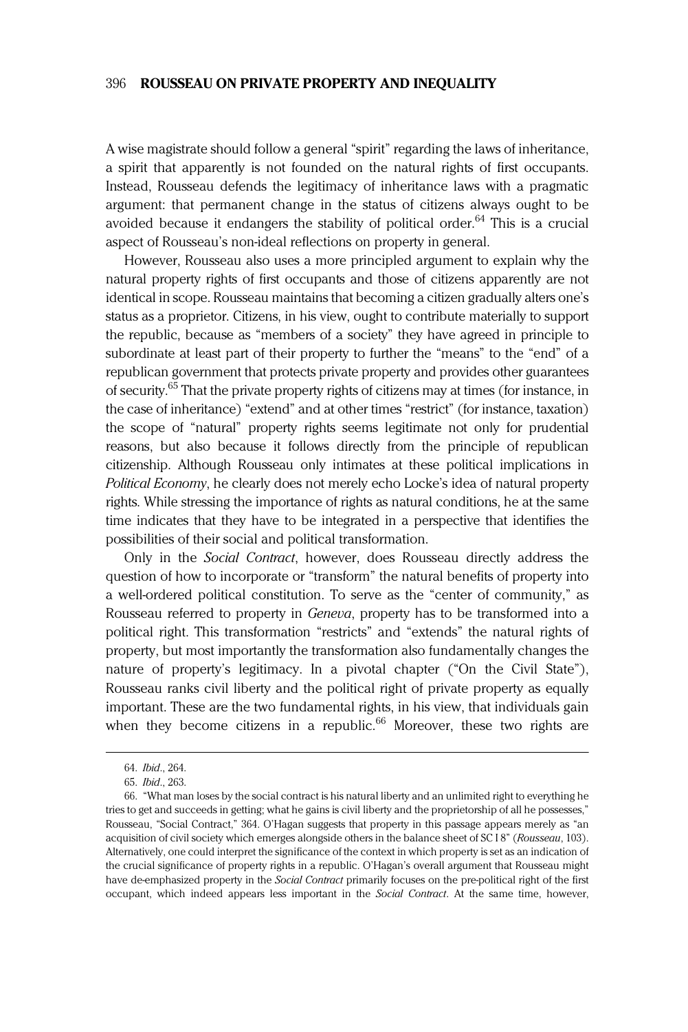A wise magistrate should follow a general "spirit" regarding the laws of inheritance, a spirit that apparently is not founded on the natural rights of first occupants. Instead, Rousseau defends the legitimacy of inheritance laws with a pragmatic argument: that permanent change in the status of citizens always ought to be avoided because it endangers the stability of political order.[64] This is a crucial aspect of Rousseau's non-ideal reflections on property in general.

However, Rousseau also uses a more principled argument to explain why the natural property rights of first occupants and those of citizens apparently are not identical in scope. Rousseau maintains that becoming a citizen gradually alters one's status as a proprietor. Citizens, in his view, ought to contribute materially to support the republic, because as "members of a society" they have agreed in principle to subordinate at least part of their property to further the "means" to the "end" of a republican government that protects private property and provides other guarantees of security.[65] That the private property rights of citizens may at times (for instance, in the case of inheritance) "extend" and at other times "restrict" (for instance, taxation) the scope of "natural" property rights seems legitimate not only for prudential reasons, but also because it follows directly from the principle of republican citizenship. Although Rousseau only intimates at these political implications in *Political Economy*, he clearly does not merely echo Locke's idea of natural property rights. While stressing the importance of rights as natural conditions, he at the same time indicates that they have to be integrated in a perspective that identifies the possibilities of their social and political transformation.

Only in the *Social Contract*, however, does Rousseau directly address the question of how to incorporate or "transform" the natural benefits of property into a well-ordered political constitution. To serve as the "center of community," as Rousseau referred to property in *Geneva*, property has to be transformed into a political right. This transformation "restricts" and "extends" the natural rights of property, but most importantly the transformation also fundamentally changes the nature of property's legitimacy. In a pivotal chapter ("On the Civil State"), Rousseau ranks civil liberty and the political right of private property as equally important. These are the two fundamental rights, in his view, that individuals gain when they become citizens in a republic.[66] Moreover, these two rights are

64. *Ibid*., 264.

65. *Ibid*., 263.

66. "What man loses by the social contract is his natural liberty and an unlimited right to everything he tries to get and succeeds in getting; what he gains is civil liberty and the proprietorship of all he possesses," Rousseau, "Social Contract," 364. O'Hagan suggests that property in this passage appears merely as "an acquisition of civil society which emerges alongside others in the balance sheet of SC I 8" (*Rousseau*, 103). Alternatively, one could interpret the significance of the context in which property is set as an indication of the crucial significance of property rights in a republic. O'Hagan's overall argument that Rousseau might have de-emphasized property in the *Social Contract* primarily focuses on the pre-political right of the first occupant, which indeed appears less important in the *Social Contract*. At the same time, however,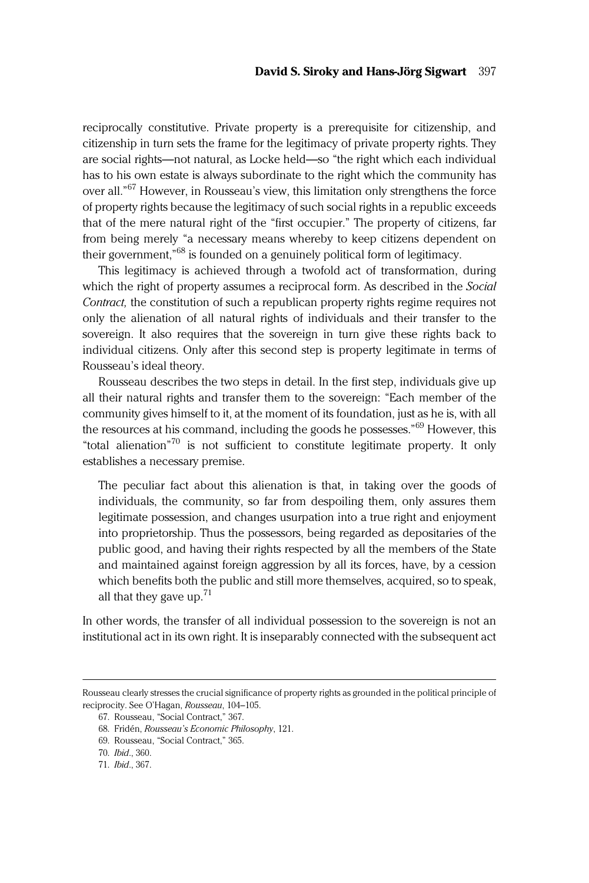reciprocally constitutive. Private property is a prerequisite for citizenship, and citizenship in turn sets the frame for the legitimacy of private property rights. They are social rights—not natural, as Locke held—so "the right which each individual has to his own estate is always subordinate to the right which the community has over all."[67] However, in Rousseau's view, this limitation only strengthens the force of property rights because the legitimacy of such social rights in a republic exceeds that of the mere natural right of the "first occupier." The property of citizens, far from being merely "a necessary means whereby to keep citizens dependent on their government,"[68] is founded on a genuinely political form of legitimacy.

This legitimacy is achieved through a twofold act of transformation, during which the right of property assumes a reciprocal form. As described in the *Social Contract,* the constitution of such a republican property rights regime requires not only the alienation of all natural rights of individuals and their transfer to the sovereign. It also requires that the sovereign in turn give these rights back to individual citizens. Only after this second step is property legitimate in terms of Rousseau's ideal theory.

Rousseau describes the two steps in detail. In the first step, individuals give up all their natural rights and transfer them to the sovereign: "Each member of the community gives himself to it, at the moment of its foundation, just as he is, with all the resources at his command, including the goods he possesses."[69] However, this "total alienation"[70] is not sufficient to constitute legitimate property. It only establishes a necessary premise.

> The peculiar fact about this alienation is that, in taking over the goods of individuals, the community, so far from despoiling them, only assures them legitimate possession, and changes usurpation into a true right and enjoyment into proprietorship. Thus the possessors, being regarded as depositaries of the public good, and having their rights respected by all the members of the State and maintained against foreign aggression by all its forces, have, by a cession which benefits both the public and still more themselves, acquired, so to speak, all that they gave up.[71]

In other words, the transfer of all individual possession to the sovereign is not an institutional act in its own right. It is inseparably connected with the subsequent act

---

Rousseau clearly stresses the crucial significance of property rights as grounded in the political principle of reciprocity. See O'Hagan, *Rousseau*, 104–105.

67. Rousseau, "Social Contract," 367.
68. Fridén, *Rousseau's Economic Philosophy*, 121.
69. Rousseau, "Social Contract," 365.
70. *Ibid*., 360.
71. *Ibid*., 367.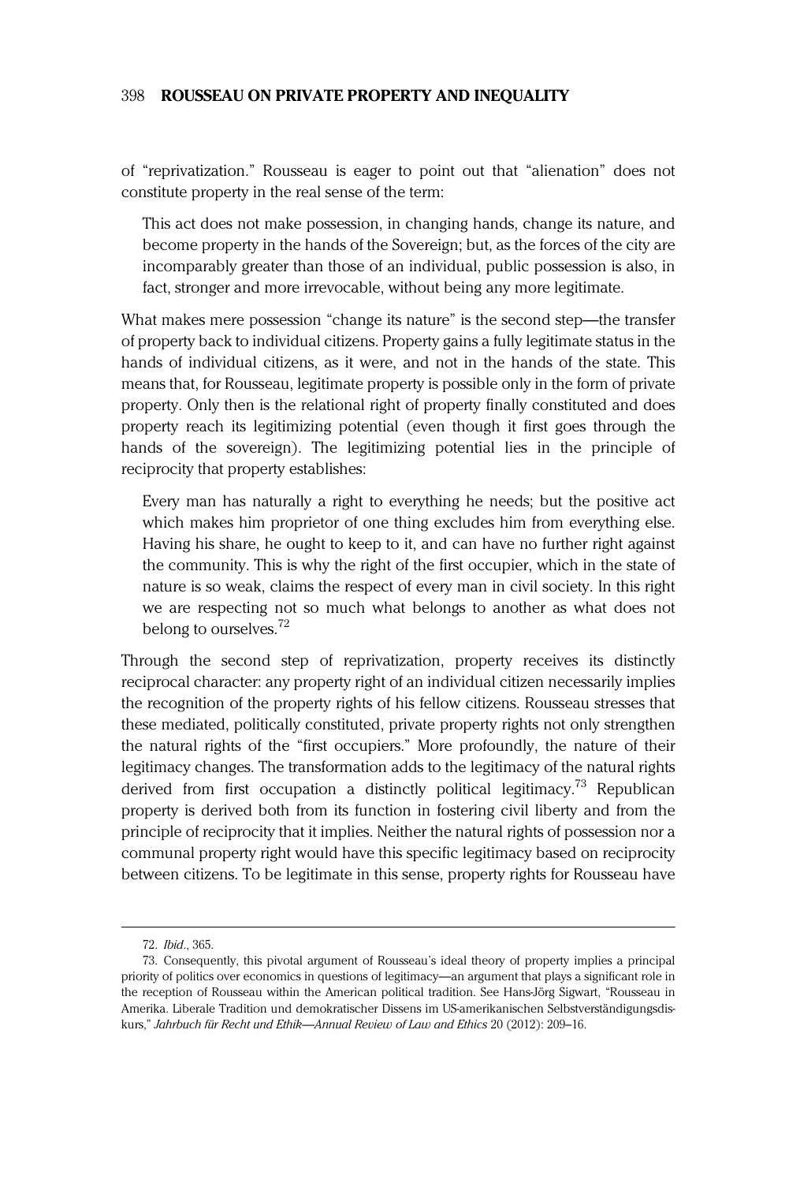of "reprivatization." Rousseau is eager to point out that "alienation" does not constitute property in the real sense of the term:

> This act does not make possession, in changing hands, change its nature, and become property in the hands of the Sovereign; but, as the forces of the city are incomparably greater than those of an individual, public possession is also, in fact, stronger and more irrevocable, without being any more legitimate.

What makes mere possession "change its nature" is the second step—the transfer of property back to individual citizens. Property gains a fully legitimate status in the hands of individual citizens, as it were, and not in the hands of the state. This means that, for Rousseau, legitimate property is possible only in the form of private property. Only then is the relational right of property finally constituted and does property reach its legitimizing potential (even though it first goes through the hands of the sovereign). The legitimizing potential lies in the principle of reciprocity that property establishes:

> Every man has naturally a right to everything he needs; but the positive act which makes him proprietor of one thing excludes him from everything else. Having his share, he ought to keep to it, and can have no further right against the community. This is why the right of the first occupier, which in the state of nature is so weak, claims the respect of every man in civil society. In this right we are respecting not so much what belongs to another as what does not belong to ourselves.[72]

Through the second step of reprivatization, property receives its distinctly reciprocal character: any property right of an individual citizen necessarily implies the recognition of the property rights of his fellow citizens. Rousseau stresses that these mediated, politically constituted, private property rights not only strengthen the natural rights of the "first occupiers." More profoundly, the nature of their legitimacy changes. The transformation adds to the legitimacy of the natural rights derived from first occupation a distinctly political legitimacy.[73] Republican property is derived both from its function in fostering civil liberty and from the principle of reciprocity that it implies. Neither the natural rights of possession nor a communal property right would have this specific legitimacy based on reciprocity between citizens. To be legitimate in this sense, property rights for Rousseau have

---

72. *Ibid.*, 365.

73. Consequently, this pivotal argument of Rousseau's ideal theory of property implies a principal priority of politics over economics in questions of legitimacy—an argument that plays a significant role in the reception of Rousseau within the American political tradition. See Hans-Jörg Sigwart, "Rousseau in Amerika. Liberale Tradition und demokratischer Dissens im US-amerikanischen Selbstverständigungsdiskurs," *Jahrbuch für Recht und Ethik—Annual Review of Law and Ethics* 20 (2012): 209–16.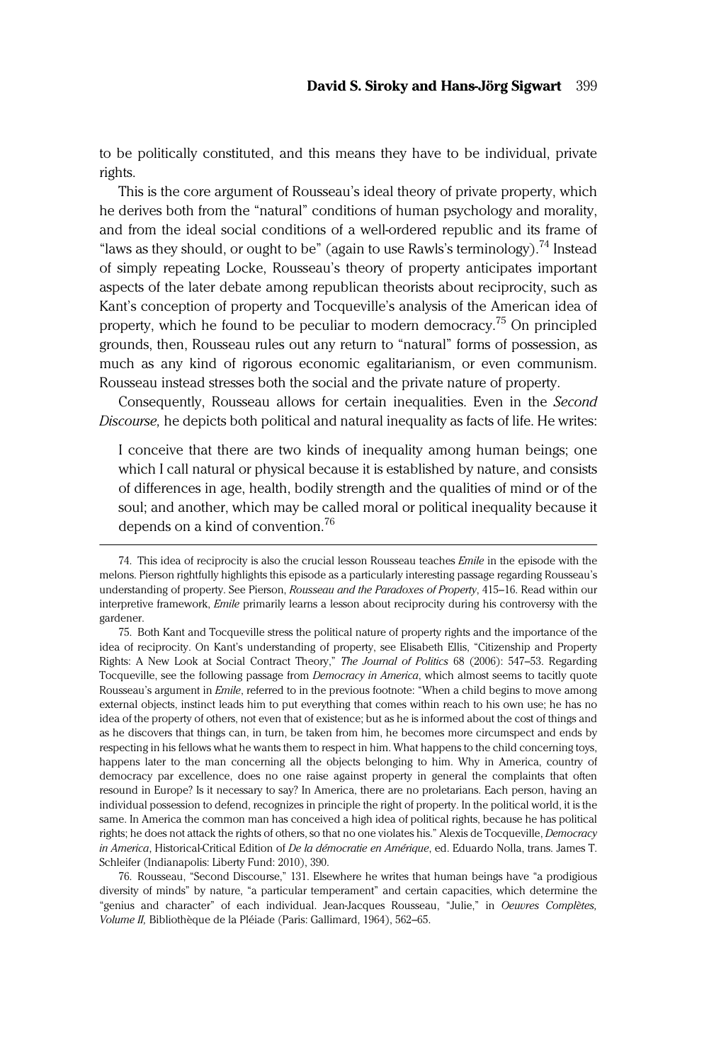to be politically constituted, and this means they have to be individual, private rights.

This is the core argument of Rousseau's ideal theory of private property, which he derives both from the "natural" conditions of human psychology and morality, and from the ideal social conditions of a well-ordered republic and its frame of "laws as they should, or ought to be" (again to use Rawls's terminology).[74] Instead of simply repeating Locke, Rousseau's theory of property anticipates important aspects of the later debate among republican theorists about reciprocity, such as Kant's conception of property and Tocqueville's analysis of the American idea of property, which he found to be peculiar to modern democracy.[75] On principled grounds, then, Rousseau rules out any return to "natural" forms of possession, as much as any kind of rigorous economic egalitarianism, or even communism. Rousseau instead stresses both the social and the private nature of property.

Consequently, Rousseau allows for certain inequalities. Even in the *Second Discourse,* he depicts both political and natural inequality as facts of life. He writes:

> I conceive that there are two kinds of inequality among human beings; one which I call natural or physical because it is established by nature, and consists of differences in age, health, bodily strength and the qualities of mind or of the soul; and another, which may be called moral or political inequality because it depends on a kind of convention.[76]

---

74. This idea of reciprocity is also the crucial lesson Rousseau teaches *Emile* in the episode with the melons. Pierson rightfully highlights this episode as a particularly interesting passage regarding Rousseau's understanding of property. See Pierson, *Rousseau and the Paradoxes of Property*, 415–16. Read within our interpretive framework, *Emile* primarily learns a lesson about reciprocity during his controversy with the gardener.

75. Both Kant and Tocqueville stress the political nature of property rights and the importance of the idea of reciprocity. On Kant's understanding of property, see Elisabeth Ellis, "Citizenship and Property Rights: A New Look at Social Contract Theory," *The Journal of Politics* 68 (2006): 547–53. Regarding Tocqueville, see the following passage from *Democracy in America*, which almost seems to tacitly quote Rousseau's argument in *Emile*, referred to in the previous footnote: "When a child begins to move among external objects, instinct leads him to put everything that comes within reach to his own use; he has no idea of the property of others, not even that of existence; but as he is informed about the cost of things and as he discovers that things can, in turn, be taken from him, he becomes more circumspect and ends by respecting in his fellows what he wants them to respect in him. What happens to the child concerning toys, happens later to the man concerning all the objects belonging to him. Why in America, country of democracy par excellence, does no one raise against property in general the complaints that often resound in Europe? Is it necessary to say? In America, there are no proletarians. Each person, having an individual possession to defend, recognizes in principle the right of property. In the political world, it is the same. In America the common man has conceived a high idea of political rights, because he has political rights; he does not attack the rights of others, so that no one violates his." Alexis de Tocqueville, *Democracy in America*, Historical-Critical Edition of *De la démocratie en Amérique*, ed. Eduardo Nolla, trans. James T. Schleifer (Indianapolis: Liberty Fund: 2010), 390.

76. Rousseau, "Second Discourse," 131. Elsewhere he writes that human beings have "a prodigious diversity of minds" by nature, "a particular temperament" and certain capacities, which determine the "genius and character" of each individual. Jean-Jacques Rousseau, "Julie," in *Oeuvres Complètes, Volume II*, Bibliothèque de la Pléiade (Paris: Gallimard, 1964), 562–65.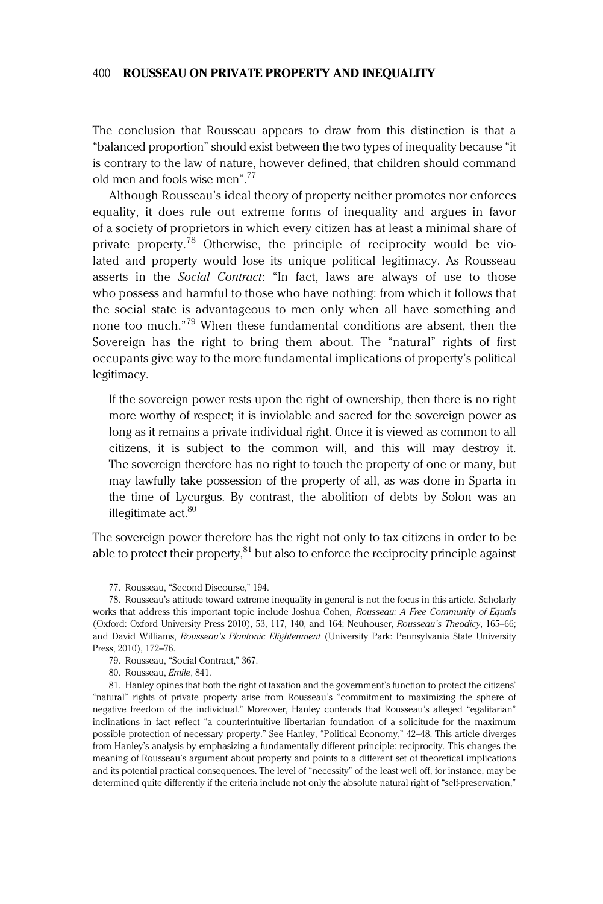The conclusion that Rousseau appears to draw from this distinction is that a "balanced proportion" should exist between the two types of inequality because "it is contrary to the law of nature, however defined, that children should command old men and fools wise men".[77]

Although Rousseau's ideal theory of property neither promotes nor enforces equality, it does rule out extreme forms of inequality and argues in favor of a society of proprietors in which every citizen has at least a minimal share of private property.[78] Otherwise, the principle of reciprocity would be violated and property would lose its unique political legitimacy. As Rousseau asserts in the *Social Contract*: "In fact, laws are always of use to those who possess and harmful to those who have nothing: from which it follows that the social state is advantageous to men only when all have something and none too much."[79] When these fundamental conditions are absent, then the Sovereign has the right to bring them about. The "natural" rights of first occupants give way to the more fundamental implications of property's political legitimacy.

> If the sovereign power rests upon the right of ownership, then there is no right more worthy of respect; it is inviolable and sacred for the sovereign power as long as it remains a private individual right. Once it is viewed as common to all citizens, it is subject to the common will, and this will may destroy it. The sovereign therefore has no right to touch the property of one or many, but may lawfully take possession of the property of all, as was done in Sparta in the time of Lycurgus. By contrast, the abolition of debts by Solon was an illegitimate act.[80]

The sovereign power therefore has the right not only to tax citizens in order to be able to protect their property,[81] but also to enforce the reciprocity principle against

---

77. Rousseau, "Second Discourse," 194.

78. Rousseau's attitude toward extreme inequality in general is not the focus in this article. Scholarly works that address this important topic include Joshua Cohen, *Rousseau: A Free Community of Equals* (Oxford: Oxford University Press 2010), 53, 117, 140, and 164; Neuhouser, *Rousseau's Theodicy*, 165–66; and David Williams, *Rousseau's Plantonic Elightenment* (University Park: Pennsylvania State University Press, 2010), 172–76.

79. Rousseau, "Social Contract," 367.

80. Rousseau, *Emile*, 841.

81. Hanley opines that both the right of taxation and the government's function to protect the citizens' "natural" rights of private property arise from Rousseau's "commitment to maximizing the sphere of negative freedom of the individual." Moreover, Hanley contends that Rousseau's alleged "egalitarian" inclinations in fact reflect "a counterintuitive libertarian foundation of a solicitude for the maximum possible protection of necessary property." See Hanley, "Political Economy," 42–48. This article diverges from Hanley's analysis by emphasizing a fundamentally different principle: reciprocity. This changes the meaning of Rousseau's argument about property and points to a different set of theoretical implications and its potential practical consequences. The level of "necessity" of the least well off, for instance, may be determined quite differently if the criteria include not only the absolute natural right of "self-preservation,"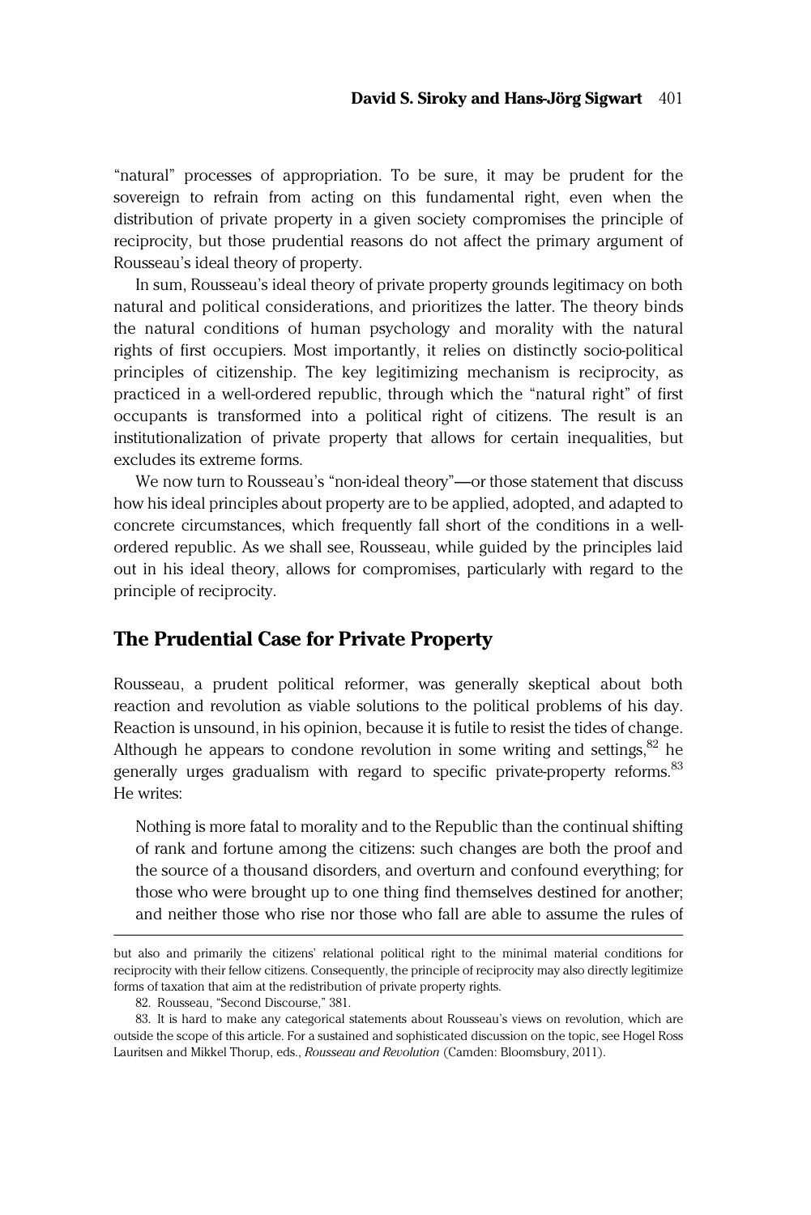"natural" processes of appropriation. To be sure, it may be prudent for the sovereign to refrain from acting on this fundamental right, even when the distribution of private property in a given society compromises the principle of reciprocity, but those prudential reasons do not affect the primary argument of Rousseau's ideal theory of property.

In sum, Rousseau's ideal theory of private property grounds legitimacy on both natural and political considerations, and prioritizes the latter. The theory binds the natural conditions of human psychology and morality with the natural rights of first occupiers. Most importantly, it relies on distinctly socio-political principles of citizenship. The key legitimizing mechanism is reciprocity, as practiced in a well-ordered republic, through which the "natural right" of first occupants is transformed into a political right of citizens. The result is an institutionalization of private property that allows for certain inequalities, but excludes its extreme forms.

We now turn to Rousseau's "non-ideal theory"—or those statement that discuss how his ideal principles about property are to be applied, adopted, and adapted to concrete circumstances, which frequently fall short of the conditions in a well-ordered republic. As we shall see, Rousseau, while guided by the principles laid out in his ideal theory, allows for compromises, particularly with regard to the principle of reciprocity.

## The Prudential Case for Private Property

Rousseau, a prudent political reformer, was generally skeptical about both reaction and revolution as viable solutions to the political problems of his day. Reaction is unsound, in his opinion, because it is futile to resist the tides of change. Although he appears to condone revolution in some writing and settings,[82] he generally urges gradualism with regard to specific private-property reforms.[83] He writes:

> Nothing is more fatal to morality and to the Republic than the continual shifting of rank and fortune among the citizens: such changes are both the proof and the source of a thousand disorders, and overturn and confound everything; for those who were brought up to one thing find themselves destined for another; and neither those who rise nor those who fall are able to assume the rules of

---

but also and primarily the citizens' relational political right to the minimal material conditions for reciprocity with their fellow citizens. Consequently, the principle of reciprocity may also directly legitimize forms of taxation that aim at the redistribution of private property rights.

82. Rousseau, "Second Discourse," 381.

83. It is hard to make any categorical statements about Rousseau's views on revolution, which are outside the scope of this article. For a sustained and sophisticated discussion on the topic, see Hogel Ross Lauritsen and Mikkel Thorup, eds., *Rousseau and Revolution* (Camden: Bloomsbury, 2011).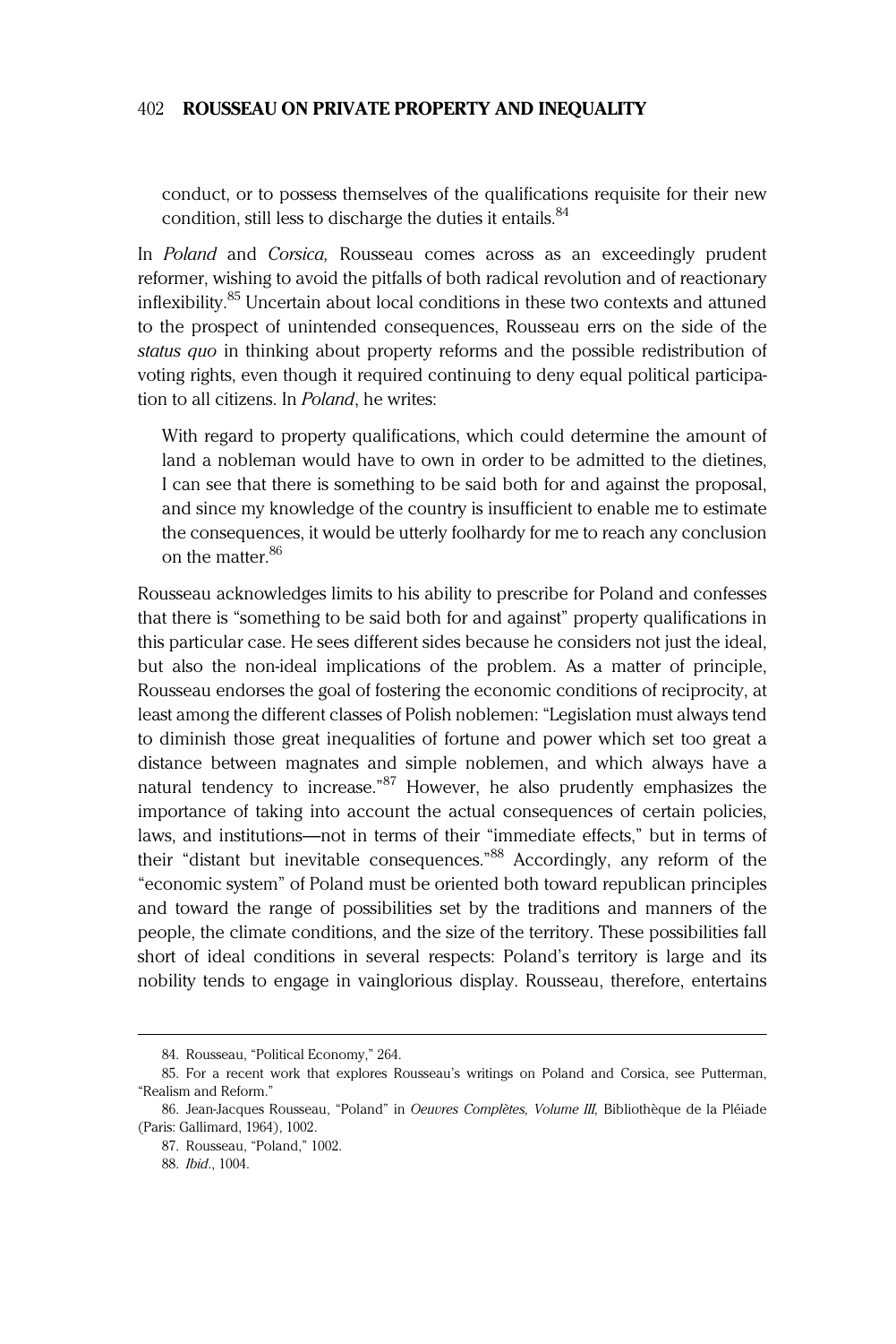> conduct, or to possess themselves of the qualifications requisite for their new condition, still less to discharge the duties it entails.[84]

In *Poland* and *Corsica,* Rousseau comes across as an exceedingly prudent reformer, wishing to avoid the pitfalls of both radical revolution and of reactionary inflexibility.[85] Uncertain about local conditions in these two contexts and attuned to the prospect of unintended consequences, Rousseau errs on the side of the *status quo* in thinking about property reforms and the possible redistribution of voting rights, even though it required continuing to deny equal political participation to all citizens. In *Poland*, he writes:

> With regard to property qualifications, which could determine the amount of land a nobleman would have to own in order to be admitted to the dietines, I can see that there is something to be said both for and against the proposal, and since my knowledge of the country is insufficient to enable me to estimate the consequences, it would be utterly foolhardy for me to reach any conclusion on the matter.[86]

Rousseau acknowledges limits to his ability to prescribe for Poland and confesses that there is "something to be said both for and against" property qualifications in this particular case. He sees different sides because he considers not just the ideal, but also the non-ideal implications of the problem. As a matter of principle, Rousseau endorses the goal of fostering the economic conditions of reciprocity, at least among the different classes of Polish noblemen: "Legislation must always tend to diminish those great inequalities of fortune and power which set too great a distance between magnates and simple noblemen, and which always have a natural tendency to increase."[87] However, he also prudently emphasizes the importance of taking into account the actual consequences of certain policies, laws, and institutions—not in terms of their "immediate effects," but in terms of their "distant but inevitable consequences."[88] Accordingly, any reform of the "economic system" of Poland must be oriented both toward republican principles and toward the range of possibilities set by the traditions and manners of the people, the climate conditions, and the size of the territory. These possibilities fall short of ideal conditions in several respects: Poland's territory is large and its nobility tends to engage in vainglorious display. Rousseau, therefore, entertains

84. Rousseau, "Political Economy," 264.

85. For a recent work that explores Rousseau's writings on Poland and Corsica, see Putterman, "Realism and Reform."

86. Jean-Jacques Rousseau, "Poland" in *Oeuvres Complètes, Volume III,* Bibliothèque de la Pléiade (Paris: Gallimard, 1964), 1002.

87. Rousseau, "Poland," 1002.

88. *Ibid*., 1004.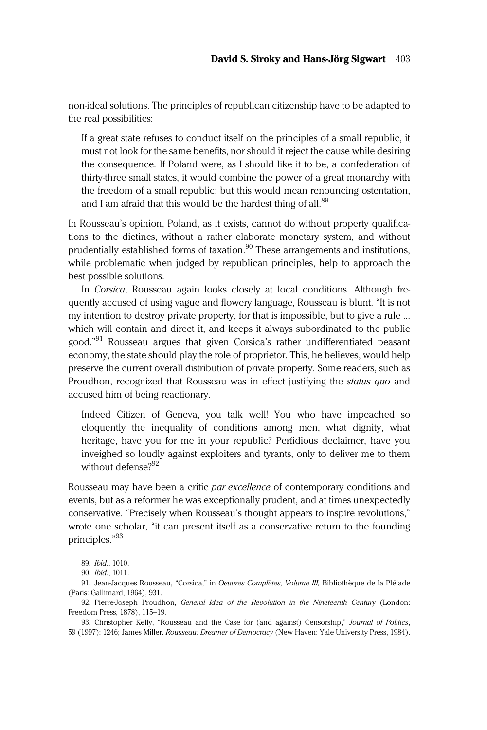non-ideal solutions. The principles of republican citizenship have to be adapted to the real possibilities:

> If a great state refuses to conduct itself on the principles of a small republic, it must not look for the same benefits, nor should it reject the cause while desiring the consequence. If Poland were, as I should like it to be, a confederation of thirty-three small states, it would combine the power of a great monarchy with the freedom of a small republic; but this would mean renouncing ostentation, and I am afraid that this would be the hardest thing of all.[89]

In Rousseau's opinion, Poland, as it exists, cannot do without property qualifications to the dietines, without a rather elaborate monetary system, and without prudentially established forms of taxation.[90] These arrangements and institutions, while problematic when judged by republican principles, help to approach the best possible solutions.

In *Corsica*, Rousseau again looks closely at local conditions. Although frequently accused of using vague and flowery language, Rousseau is blunt. "It is not my intention to destroy private property, for that is impossible, but to give a rule ... which will contain and direct it, and keeps it always subordinated to the public good."[91] Rousseau argues that given Corsica's rather undifferentiated peasant economy, the state should play the role of proprietor. This, he believes, would help preserve the current overall distribution of private property. Some readers, such as Proudhon, recognized that Rousseau was in effect justifying the *status quo* and accused him of being reactionary.

> Indeed Citizen of Geneva, you talk well! You who have impeached so eloquently the inequality of conditions among men, what dignity, what heritage, have you for me in your republic? Perfidious declaimer, have you inveighed so loudly against exploiters and tyrants, only to deliver me to them without defense?[92]

Rousseau may have been a critic *par excellence* of contemporary conditions and events, but as a reformer he was exceptionally prudent, and at times unexpectedly conservative. "Precisely when Rousseau's thought appears to inspire revolutions," wrote one scholar, "it can present itself as a conservative return to the founding principles."[93]

---

89. *Ibid.*, 1010.

90. *Ibid.*, 1011.

91. Jean-Jacques Rousseau, "Corsica," in *Oeuvres Complètes, Volume III,* Bibliothèque de la Pléiade (Paris: Gallimard, 1964), 931.

92. Pierre-Joseph Proudhon, *General Idea of the Revolution in the Nineteenth Century* (London: Freedom Press, 1878), 115–19.

93. Christopher Kelly, "Rousseau and the Case for (and against) Censorship," *Journal of Politics*, 59 (1997): 1246; James Miller. *Rousseau: Dreamer of Democracy* (New Haven: Yale University Press, 1984).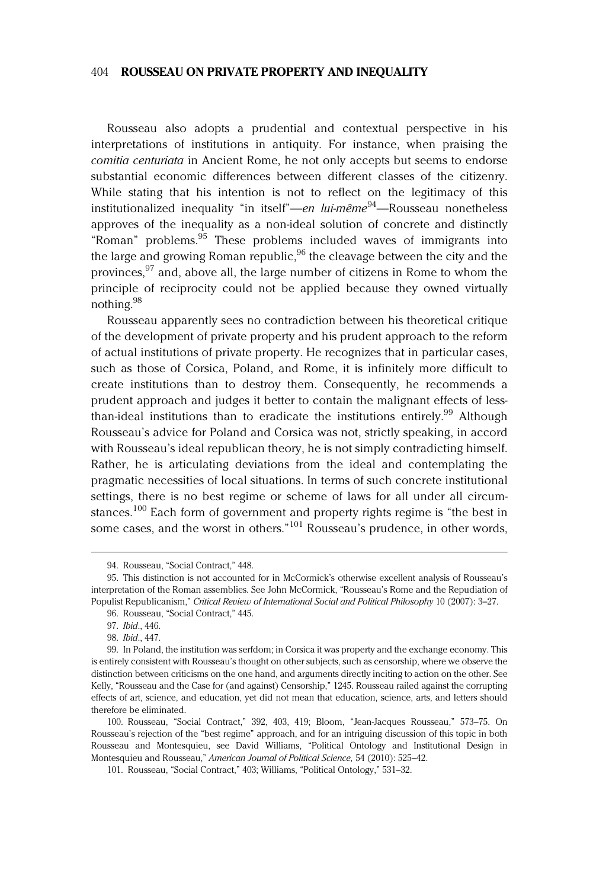Rousseau also adopts a prudential and contextual perspective in his interpretations of institutions in antiquity. For instance, when praising the *comitia centuriata* in Ancient Rome, he not only accepts but seems to endorse substantial economic differences between different classes of the citizenry. While stating that his intention is not to reflect on the legitimacy of this institutionalized inequality "in itself"—*en lui-même*[94]—Rousseau nonetheless approves of the inequality as a non-ideal solution of concrete and distinctly "Roman" problems.[95] These problems included waves of immigrants into the large and growing Roman republic,[96] the cleavage between the city and the provinces,[97] and, above all, the large number of citizens in Rome to whom the principle of reciprocity could not be applied because they owned virtually nothing.[98]

Rousseau apparently sees no contradiction between his theoretical critique of the development of private property and his prudent approach to the reform of actual institutions of private property. He recognizes that in particular cases, such as those of Corsica, Poland, and Rome, it is infinitely more difficult to create institutions than to destroy them. Consequently, he recommends a prudent approach and judges it better to contain the malignant effects of less-than-ideal institutions than to eradicate the institutions entirely.[99] Although Rousseau's advice for Poland and Corsica was not, strictly speaking, in accord with Rousseau's ideal republican theory, he is not simply contradicting himself. Rather, he is articulating deviations from the ideal and contemplating the pragmatic necessities of local situations. In terms of such concrete institutional settings, there is no best regime or scheme of laws for all under all circumstances.[100] Each form of government and property rights regime is "the best in some cases, and the worst in others."[101] Rousseau's prudence, in other words,

---

94. Rousseau, "Social Contract," 448.

95. This distinction is not accounted for in McCormick's otherwise excellent analysis of Rousseau's interpretation of the Roman assemblies. See John McCormick, "Rousseau's Rome and the Repudiation of Populist Republicanism," *Critical Review of International Social and Political Philosophy* 10 (2007): 3–27.

96. Rousseau, "Social Contract," 445.

97. *Ibid*., 446.

98. *Ibid*., 447.

99. In Poland, the institution was serfdom; in Corsica it was property and the exchange economy. This is entirely consistent with Rousseau's thought on other subjects, such as censorship, where we observe the distinction between criticisms on the one hand, and arguments directly inciting to action on the other. See Kelly, "Rousseau and the Case for (and against) Censorship," 1245. Rousseau railed against the corrupting effects of art, science, and education, yet did not mean that education, science, arts, and letters should therefore be eliminated.

100. Rousseau, "Social Contract," 392, 403, 419; Bloom, "Jean-Jacques Rousseau," 573–75. On Rousseau's rejection of the "best regime" approach, and for an intriguing discussion of this topic in both Rousseau and Montesquieu, see David Williams, "Political Ontology and Institutional Design in Montesquieu and Rousseau," *American Journal of Political Science,* 54 (2010): 525–42.

101. Rousseau, "Social Contract," 403; Williams, "Political Ontology," 531–32.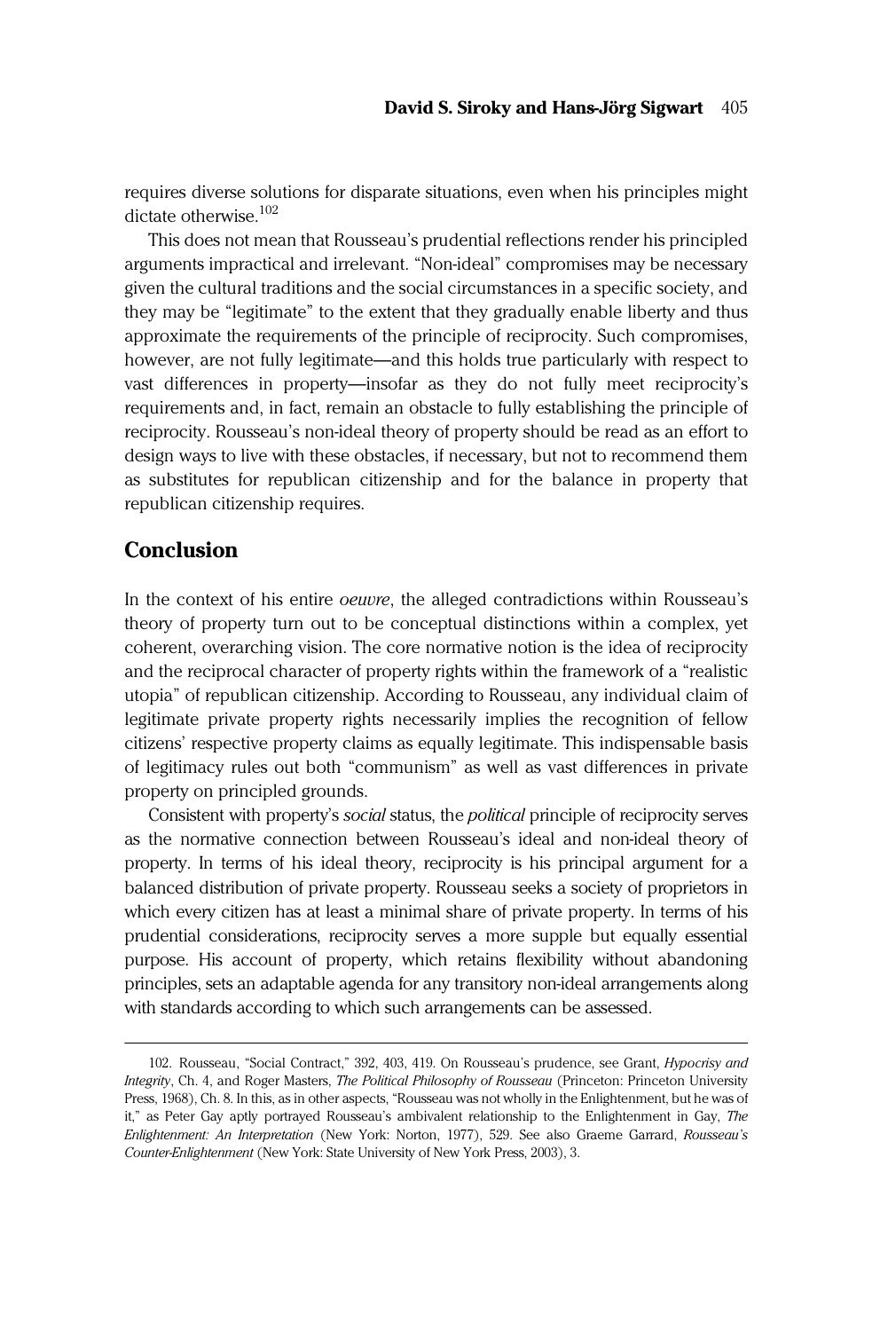requires diverse solutions for disparate situations, even when his principles might dictate otherwise.[102]

This does not mean that Rousseau's prudential reflections render his principled arguments impractical and irrelevant. "Non-ideal" compromises may be necessary given the cultural traditions and the social circumstances in a specific society, and they may be "legitimate" to the extent that they gradually enable liberty and thus approximate the requirements of the principle of reciprocity. Such compromises, however, are not fully legitimate—and this holds true particularly with respect to vast differences in property—insofar as they do not fully meet reciprocity's requirements and, in fact, remain an obstacle to fully establishing the principle of reciprocity. Rousseau's non-ideal theory of property should be read as an effort to design ways to live with these obstacles, if necessary, but not to recommend them as substitutes for republican citizenship and for the balance in property that republican citizenship requires.

## Conclusion

In the context of his entire *oeuvre*, the alleged contradictions within Rousseau's theory of property turn out to be conceptual distinctions within a complex, yet coherent, overarching vision. The core normative notion is the idea of reciprocity and the reciprocal character of property rights within the framework of a "realistic utopia" of republican citizenship. According to Rousseau, any individual claim of legitimate private property rights necessarily implies the recognition of fellow citizens' respective property claims as equally legitimate. This indispensable basis of legitimacy rules out both "communism" as well as vast differences in private property on principled grounds.

Consistent with property's *social* status, the *political* principle of reciprocity serves as the normative connection between Rousseau's ideal and non-ideal theory of property. In terms of his ideal theory, reciprocity is his principal argument for a balanced distribution of private property. Rousseau seeks a society of proprietors in which every citizen has at least a minimal share of private property. In terms of his prudential considerations, reciprocity serves a more supple but equally essential purpose. His account of property, which retains flexibility without abandoning principles, sets an adaptable agenda for any transitory non-ideal arrangements along with standards according to which such arrangements can be assessed.

---

102. Rousseau, "Social Contract," 392, 403, 419. On Rousseau's prudence, see Grant, *Hypocrisy and Integrity*, Ch. 4, and Roger Masters, *The Political Philosophy of Rousseau* (Princeton: Princeton University Press, 1968), Ch. 8. In this, as in other aspects, "Rousseau was not wholly in the Enlightenment, but he was of it," as Peter Gay aptly portrayed Rousseau's ambivalent relationship to the Enlightenment in Gay, *The Enlightenment: An Interpretation* (New York: Norton, 1977), 529. See also Graeme Garrard, *Rousseau's Counter-Enlightenment* (New York: State University of New York Press, 2003), 3.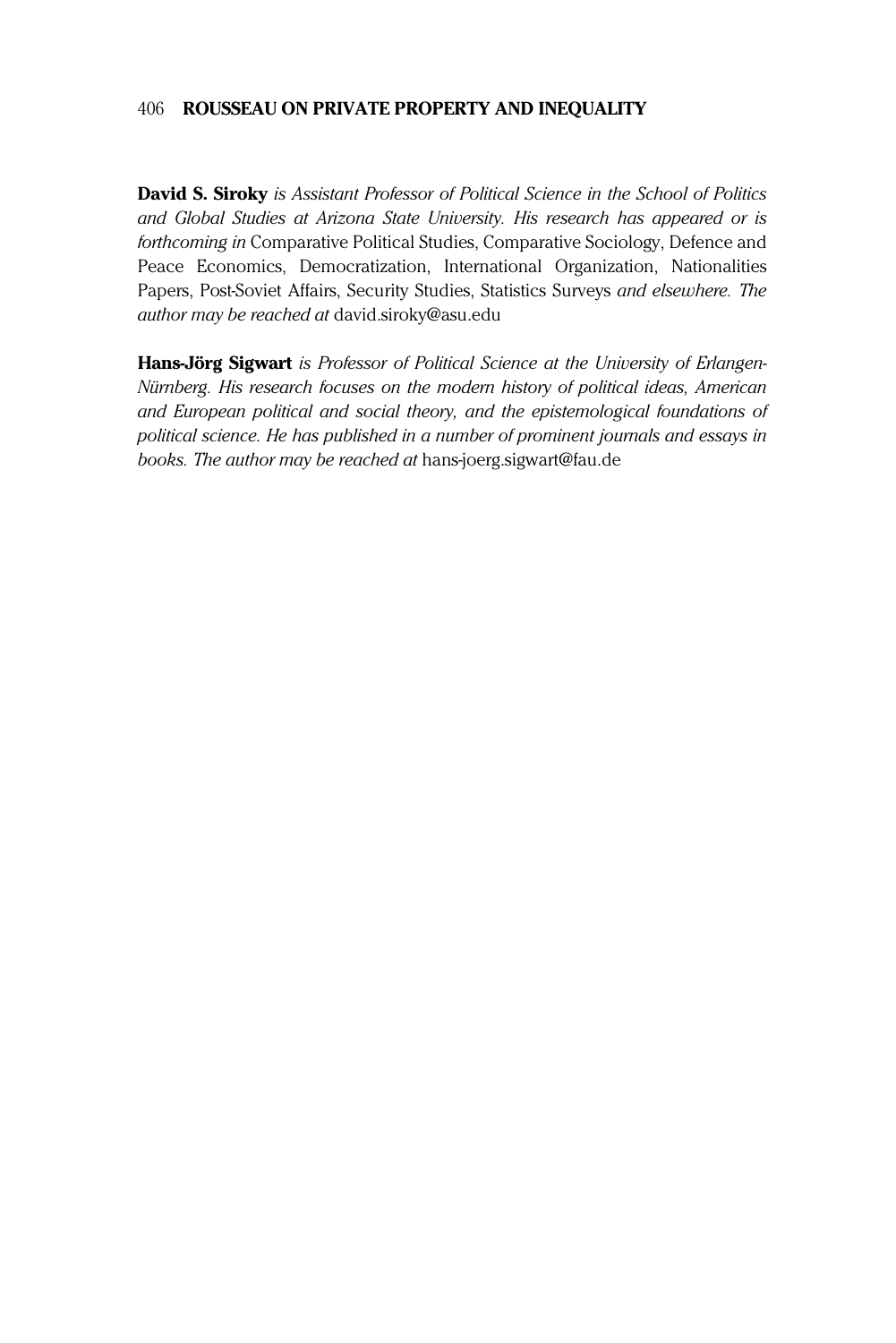**David S. Siroky** *is Assistant Professor of Political Science in the School of Politics and Global Studies at Arizona State University. His research has appeared or is forthcoming in* Comparative Political Studies, Comparative Sociology, Defence and Peace Economics, Democratization, International Organization, Nationalities Papers, Post-Soviet Affairs, Security Studies, Statistics Surveys *and elsewhere. The author may be reached at* david.siroky@asu.edu

**Hans-Jörg Sigwart** *is Professor of Political Science at the University of Erlangen-Nürnberg. His research focuses on the modern history of political ideas, American and European political and social theory, and the epistemological foundations of political science. He has published in a number of prominent journals and essays in books. The author may be reached at* hans-joerg.sigwart@fau.de